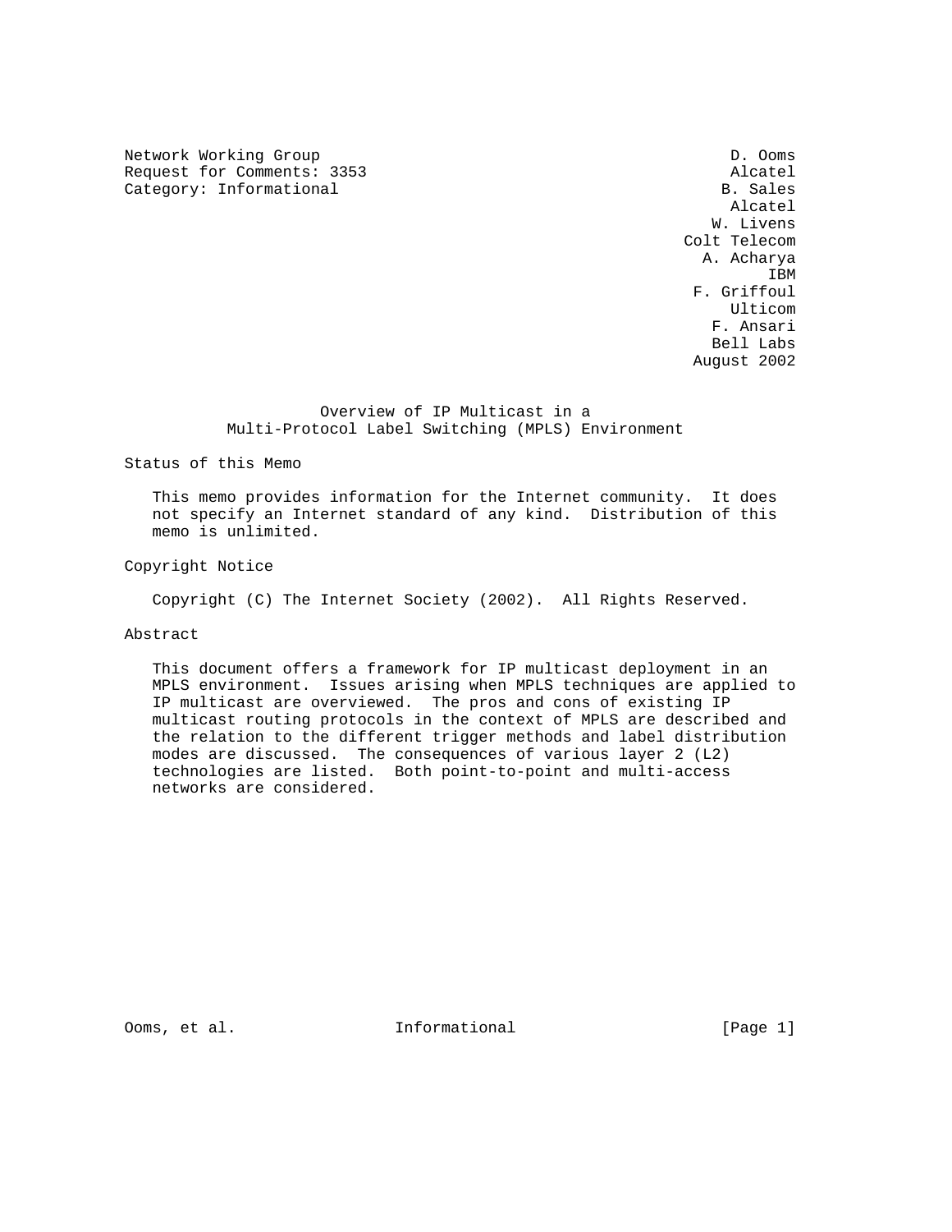Network Working Group                                            D. Ooms
Request for Comments: 3353                                       Alcatel
Category: Informational                                         B. Sales
                                                                 Alcatel
                                                               W. Livens
                                                            Colt Telecom
                                                              A. Acharya
                                                                     IBM
                                                             F. Griffoul
                                                                 Ulticom
                                                               F. Ansari
                                                               Bell Labs
                                                             August 2002

# Overview of IP Multicast in a Multi-Protocol Label Switching (MPLS) Environment

## Status of this Memo

This memo provides information for the Internet community. It does not specify an Internet standard of any kind. Distribution of this memo is unlimited.

## Copyright Notice

Copyright (C) The Internet Society (2002). All Rights Reserved.

## Abstract

This document offers a framework for IP multicast deployment in an MPLS environment. Issues arising when MPLS techniques are applied to IP multicast are overviewed. The pros and cons of existing IP multicast routing protocols in the context of MPLS are described and the relation to the different trigger methods and label distribution modes are discussed. The consequences of various layer 2 (L2) technologies are listed. Both point-to-point and multi-access networks are considered.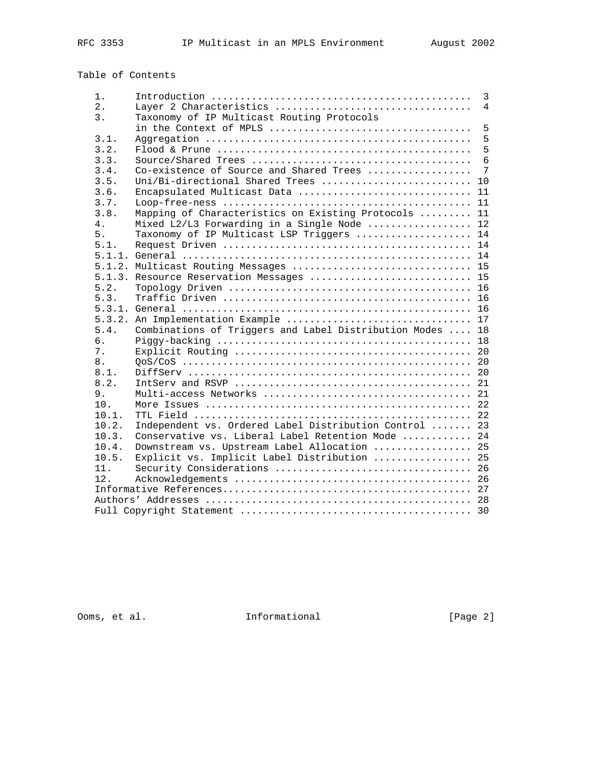Table of Contents

```
   1.      Introduction ............................................  3
   2.      Layer 2 Characteristics .................................  4
   3.      Taxonomy of IP Multicast Routing Protocols
           in the Context of MPLS ..................................  5
   3.1.    Aggregation .............................................  5
   3.2.    Flood & Prune ...........................................  5
   3.3.    Source/Shared Trees .....................................  6
   3.4.    Co-existence of Source and Shared Trees .................  7
   3.5.    Uni/Bi-directional Shared Trees ......................... 10
   3.6.    Encapsulated Multicast Data ............................. 11
   3.7.    Loop-free-ness .......................................... 11
   3.8.    Mapping of Characteristics on Existing Protocols ........ 11
   4.      Mixed L2/L3 Forwarding in a Single Node ................. 12
   5.      Taxonomy of IP Multicast LSP Triggers ................... 14
   5.1.    Request Driven .......................................... 14
   5.1.1.  General ................................................. 14
   5.1.2.  Multicast Routing Messages .............................. 15
   5.1.3.  Resource Reservation Messages ........................... 15
   5.2.    Topology Driven ......................................... 16
   5.3.    Traffic Driven .......................................... 16
   5.3.1.  General ................................................. 16
   5.3.2.  An Implementation Example ............................... 17
   5.4.    Combinations of Triggers and Label Distribution Modes .... 18
   6.      Piggy-backing ........................................... 18
   7.      Explicit Routing ........................................ 20
   8.      QoS/CoS ................................................. 20
   8.1.    DiffServ ................................................ 20
   8.2.    IntServ and RSVP ........................................ 21
   9.      Multi-access Networks ................................... 21
   10.     More Issues ............................................. 22
   10.1.   TTL Field ............................................... 22
   10.2.   Independent vs. Ordered Label Distribution Control ...... 23
   10.3.   Conservative vs. Liberal Label Retention Mode ........... 24
   10.4.   Downstream vs. Upstream Label Allocation ................ 25
   10.5.   Explicit vs. Implicit Label Distribution ................ 25
   11.     Security Considerations ................................. 26
   12.     Acknowledgements ........................................ 26
   Informative References........................................... 27
   Authors' Addresses .............................................. 28
   Full Copyright Statement ........................................ 30
```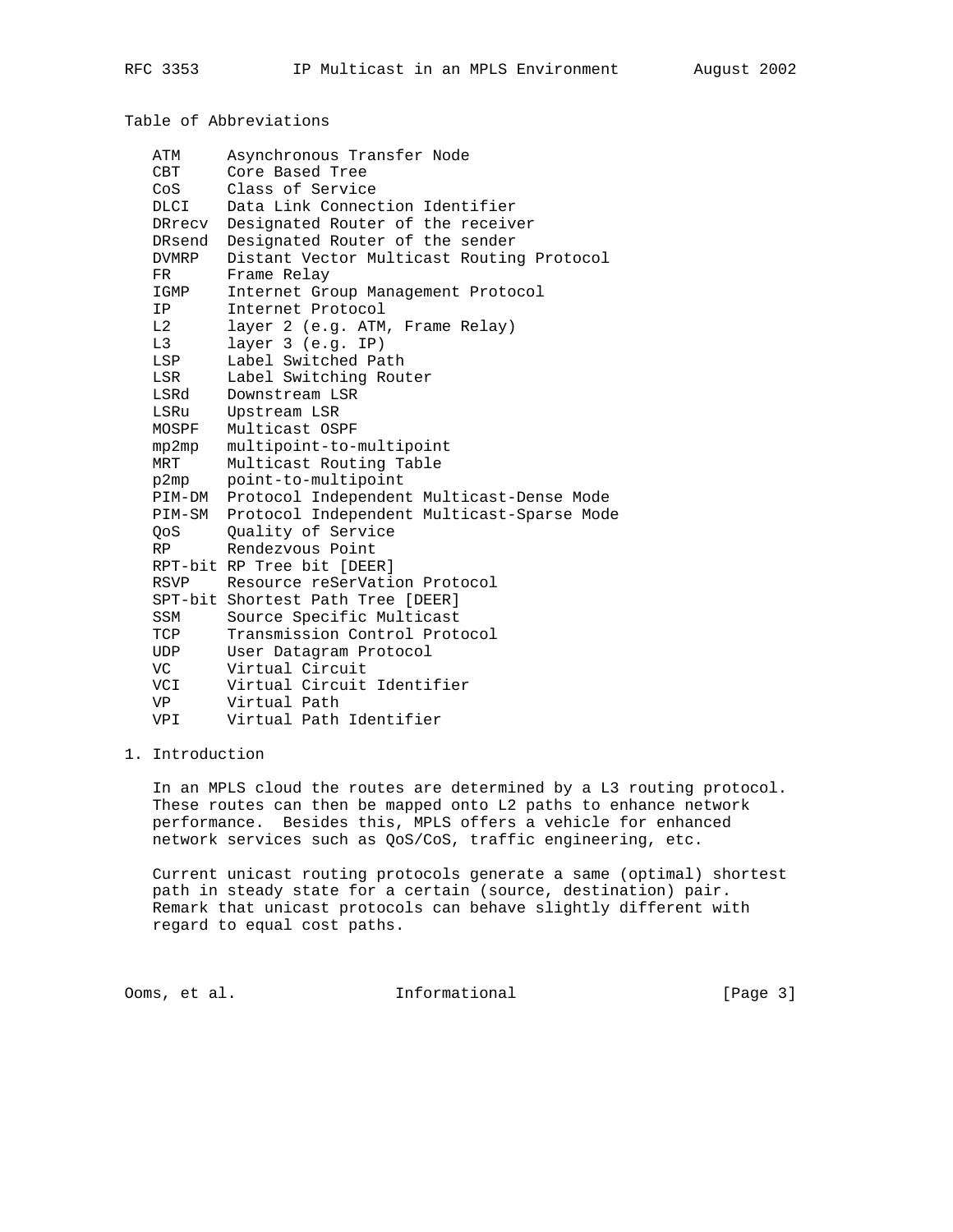## Table of Abbreviations

| | |
|---|---|
| ATM | Asynchronous Transfer Node |
| CBT | Core Based Tree |
| CoS | Class of Service |
| DLCI | Data Link Connection Identifier |
| DRrecv | Designated Router of the receiver |
| DRsend | Designated Router of the sender |
| DVMRP | Distant Vector Multicast Routing Protocol |
| FR | Frame Relay |
| IGMP | Internet Group Management Protocol |
| IP | Internet Protocol |
| L2 | layer 2 (e.g. ATM, Frame Relay) |
| L3 | layer 3 (e.g. IP) |
| LSP | Label Switched Path |
| LSR | Label Switching Router |
| LSRd | Downstream LSR |
| LSRu | Upstream LSR |
| MOSPF | Multicast OSPF |
| mp2mp | multipoint-to-multipoint |
| MRT | Multicast Routing Table |
| p2mp | point-to-multipoint |
| PIM-DM | Protocol Independent Multicast-Dense Mode |
| PIM-SM | Protocol Independent Multicast-Sparse Mode |
| QoS | Quality of Service |
| RP | Rendezvous Point |
| RPT-bit | RP Tree bit [DEER] |
| RSVP | Resource reSerVation Protocol |
| SPT-bit | Shortest Path Tree [DEER] |
| SSM | Source Specific Multicast |
| TCP | Transmission Control Protocol |
| UDP | User Datagram Protocol |
| VC | Virtual Circuit |
| VCI | Virtual Circuit Identifier |
| VP | Virtual Path |
| VPI | Virtual Path Identifier |

## 1. Introduction

In an MPLS cloud the routes are determined by a L3 routing protocol. These routes can then be mapped onto L2 paths to enhance network performance. Besides this, MPLS offers a vehicle for enhanced network services such as QoS/CoS, traffic engineering, etc.

Current unicast routing protocols generate a same (optimal) shortest path in steady state for a certain (source, destination) pair. Remark that unicast protocols can behave slightly different with regard to equal cost paths.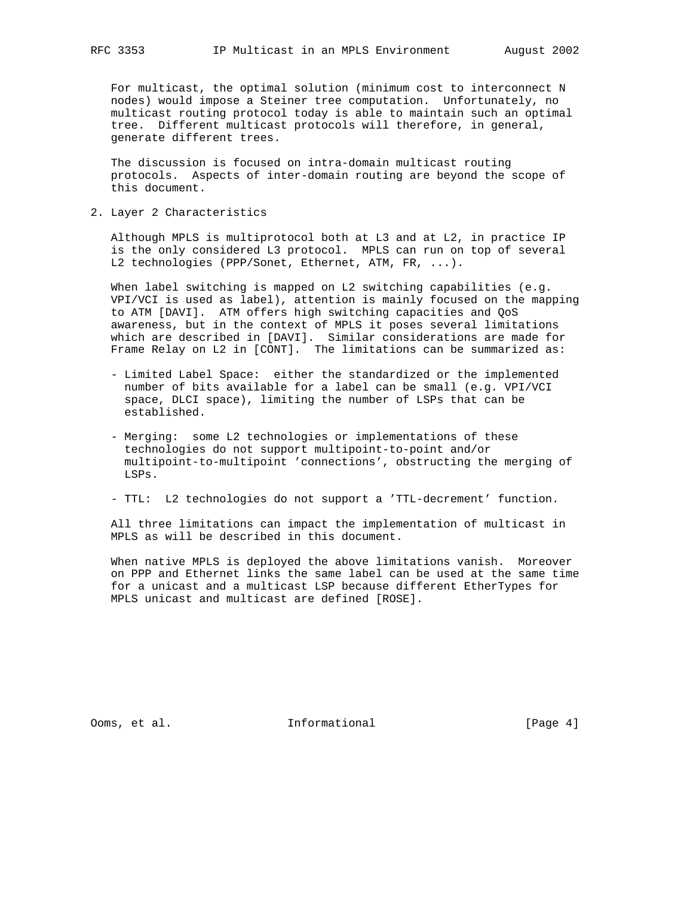For multicast, the optimal solution (minimum cost to interconnect N nodes) would impose a Steiner tree computation. Unfortunately, no multicast routing protocol today is able to maintain such an optimal tree. Different multicast protocols will therefore, in general, generate different trees.

The discussion is focused on intra-domain multicast routing protocols. Aspects of inter-domain routing are beyond the scope of this document.

## 2. Layer 2 Characteristics

Although MPLS is multiprotocol both at L3 and at L2, in practice IP is the only considered L3 protocol. MPLS can run on top of several L2 technologies (PPP/Sonet, Ethernet, ATM, FR, ...).

When label switching is mapped on L2 switching capabilities (e.g. VPI/VCI is used as label), attention is mainly focused on the mapping to ATM [DAVI]. ATM offers high switching capacities and QoS awareness, but in the context of MPLS it poses several limitations which are described in [DAVI]. Similar considerations are made for Frame Relay on L2 in [CONT]. The limitations can be summarized as:

- Limited Label Space: either the standardized or the implemented number of bits available for a label can be small (e.g. VPI/VCI space, DLCI space), limiting the number of LSPs that can be established.

- Merging: some L2 technologies or implementations of these technologies do not support multipoint-to-point and/or multipoint-to-multipoint 'connections', obstructing the merging of LSPs.

- TTL: L2 technologies do not support a 'TTL-decrement' function.

All three limitations can impact the implementation of multicast in MPLS as will be described in this document.

When native MPLS is deployed the above limitations vanish. Moreover on PPP and Ethernet links the same label can be used at the same time for a unicast and a multicast LSP because different EtherTypes for MPLS unicast and multicast are defined [ROSE].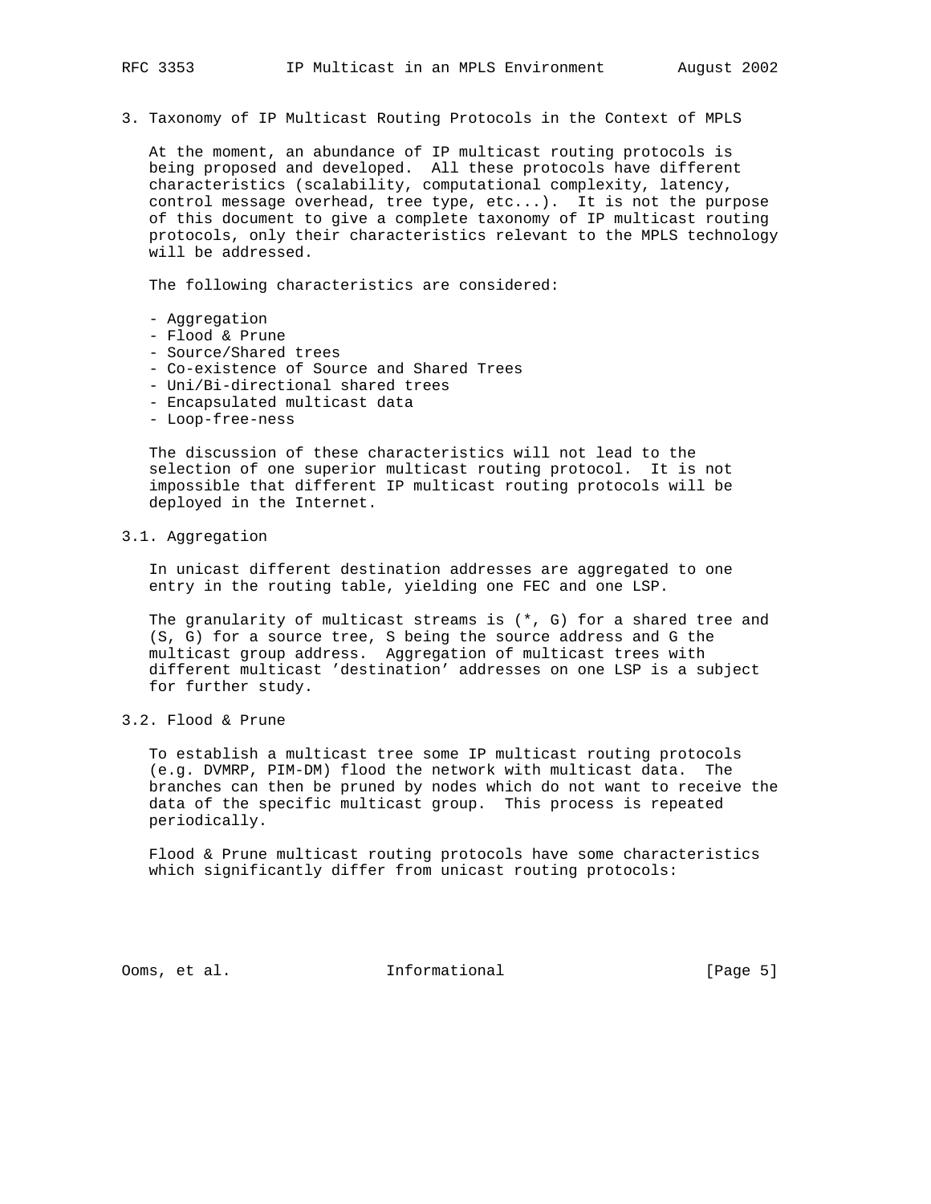## 3. Taxonomy of IP Multicast Routing Protocols in the Context of MPLS

At the moment, an abundance of IP multicast routing protocols is being proposed and developed. All these protocols have different characteristics (scalability, computational complexity, latency, control message overhead, tree type, etc...). It is not the purpose of this document to give a complete taxonomy of IP multicast routing protocols, only their characteristics relevant to the MPLS technology will be addressed.

The following characteristics are considered:

- Aggregation
- Flood & Prune
- Source/Shared trees
- Co-existence of Source and Shared Trees
- Uni/Bi-directional shared trees
- Encapsulated multicast data
- Loop-free-ness

The discussion of these characteristics will not lead to the selection of one superior multicast routing protocol. It is not impossible that different IP multicast routing protocols will be deployed in the Internet.

### 3.1. Aggregation

In unicast different destination addresses are aggregated to one entry in the routing table, yielding one FEC and one LSP.

The granularity of multicast streams is (*, G) for a shared tree and (S, G) for a source tree, S being the source address and G the multicast group address. Aggregation of multicast trees with different multicast 'destination' addresses on one LSP is a subject for further study.

### 3.2. Flood & Prune

To establish a multicast tree some IP multicast routing protocols (e.g. DVMRP, PIM-DM) flood the network with multicast data. The branches can then be pruned by nodes which do not want to receive the data of the specific multicast group. This process is repeated periodically.

Flood & Prune multicast routing protocols have some characteristics which significantly differ from unicast routing protocols: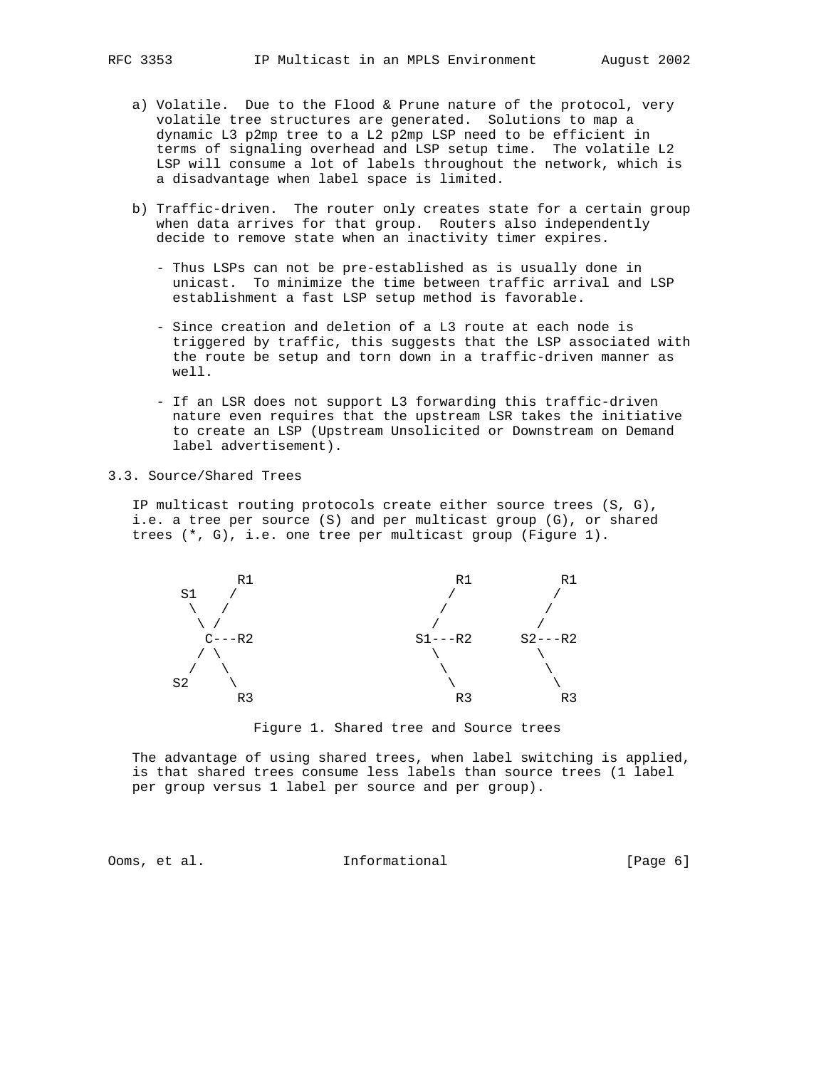a) Volatile. Due to the Flood & Prune nature of the protocol, very volatile tree structures are generated. Solutions to map a dynamic L3 p2mp tree to a L2 p2mp LSP need to be efficient in terms of signaling overhead and LSP setup time. The volatile L2 LSP will consume a lot of labels throughout the network, which is a disadvantage when label space is limited.

b) Traffic-driven. The router only creates state for a certain group when data arrives for that group. Routers also independently decide to remove state when an inactivity timer expires.

   - Thus LSPs can not be pre-established as is usually done in unicast. To minimize the time between traffic arrival and LSP establishment a fast LSP setup method is favorable.

   - Since creation and deletion of a L3 route at each node is triggered by traffic, this suggests that the LSP associated with the route be setup and torn down in a traffic-driven manner as well.

   - If an LSR does not support L3 forwarding this traffic-driven nature even requires that the upstream LSR takes the initiative to create an LSP (Upstream Unsolicited or Downstream on Demand label advertisement).

### 3.3. Source/Shared Trees

IP multicast routing protocols create either source trees (S, G), i.e. a tree per source (S) and per multicast group (G), or shared trees (*, G), i.e. one tree per multicast group (Figure 1).

```
          R1                         R1            R1
     S1    /                        /             /
      \   /                        /             /
       \ /                        /             /
        C---R2                S1---R2       S2---R2
       / \                         \             \
      /   \                         \             \
    S2     \                         \             \
            R3                        R3            R3
```

Figure 1. Shared tree and Source trees

The advantage of using shared trees, when label switching is applied, is that shared trees consume less labels than source trees (1 label per group versus 1 label per source and per group).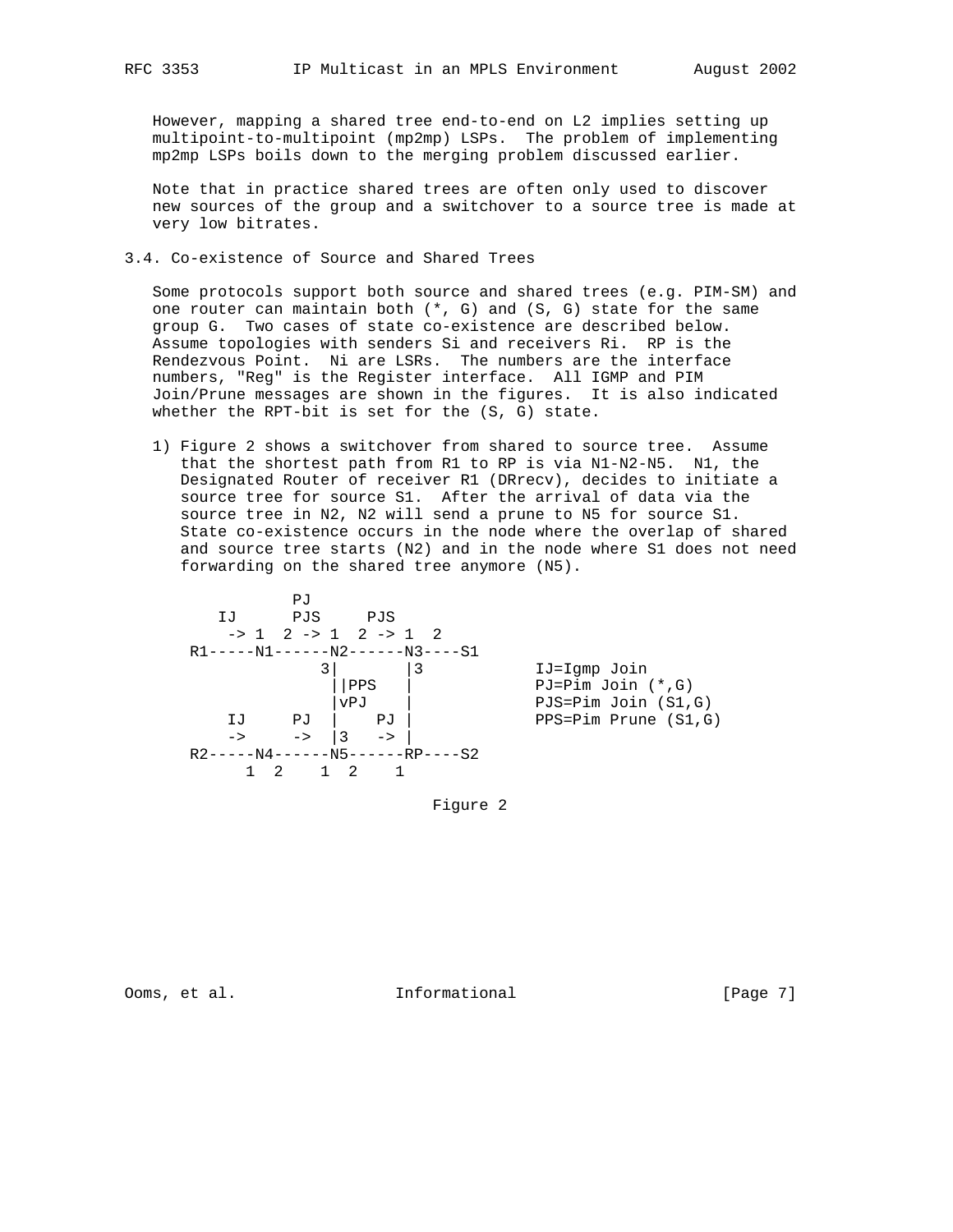However, mapping a shared tree end-to-end on L2 implies setting up multipoint-to-multipoint (mp2mp) LSPs. The problem of implementing mp2mp LSPs boils down to the merging problem discussed earlier.

Note that in practice shared trees are often only used to discover new sources of the group and a switchover to a source tree is made at very low bitrates.

### 3.4. Co-existence of Source and Shared Trees

Some protocols support both source and shared trees (e.g. PIM-SM) and one router can maintain both (*, G) and (S, G) state for the same group G. Two cases of state co-existence are described below. Assume topologies with senders Si and receivers Ri. RP is the Rendezvous Point. Ni are LSRs. The numbers are the interface numbers, "Reg" is the Register interface. All IGMP and PIM Join/Prune messages are shown in the figures. It is also indicated whether the RPT-bit is set for the (S, G) state.

1) Figure 2 shows a switchover from shared to source tree. Assume that the shortest path from R1 to RP is via N1-N2-N5. N1, the Designated Router of receiver R1 (DRrecv), decides to initiate a source tree for source S1. After the arrival of data via the source tree in N2, N2 will send a prune to N5 for source S1. State co-existence occurs in the node where the overlap of shared and source tree starts (N2) and in the node where S1 does not need forwarding on the shared tree anymore (N5).

```
              PJ
       IJ      PJS     PJS
        -> 1  2 -> 1  2 -> 1  2
     R1-----N1------N2------N3----S1
                   3|       |3           IJ=Igmp Join
                    ||PPS   |            PJ=Pim Join (*,G)
                    |vPJ    |            PJS=Pim Join (S1,G)
        IJ     PJ  |    PJ |            PPS=Pim Prune (S1,G)
        ->     ->  |3   -> |
     R2-----N4------N5------RP----S2
          1  2    1  2    1
```

Figure 2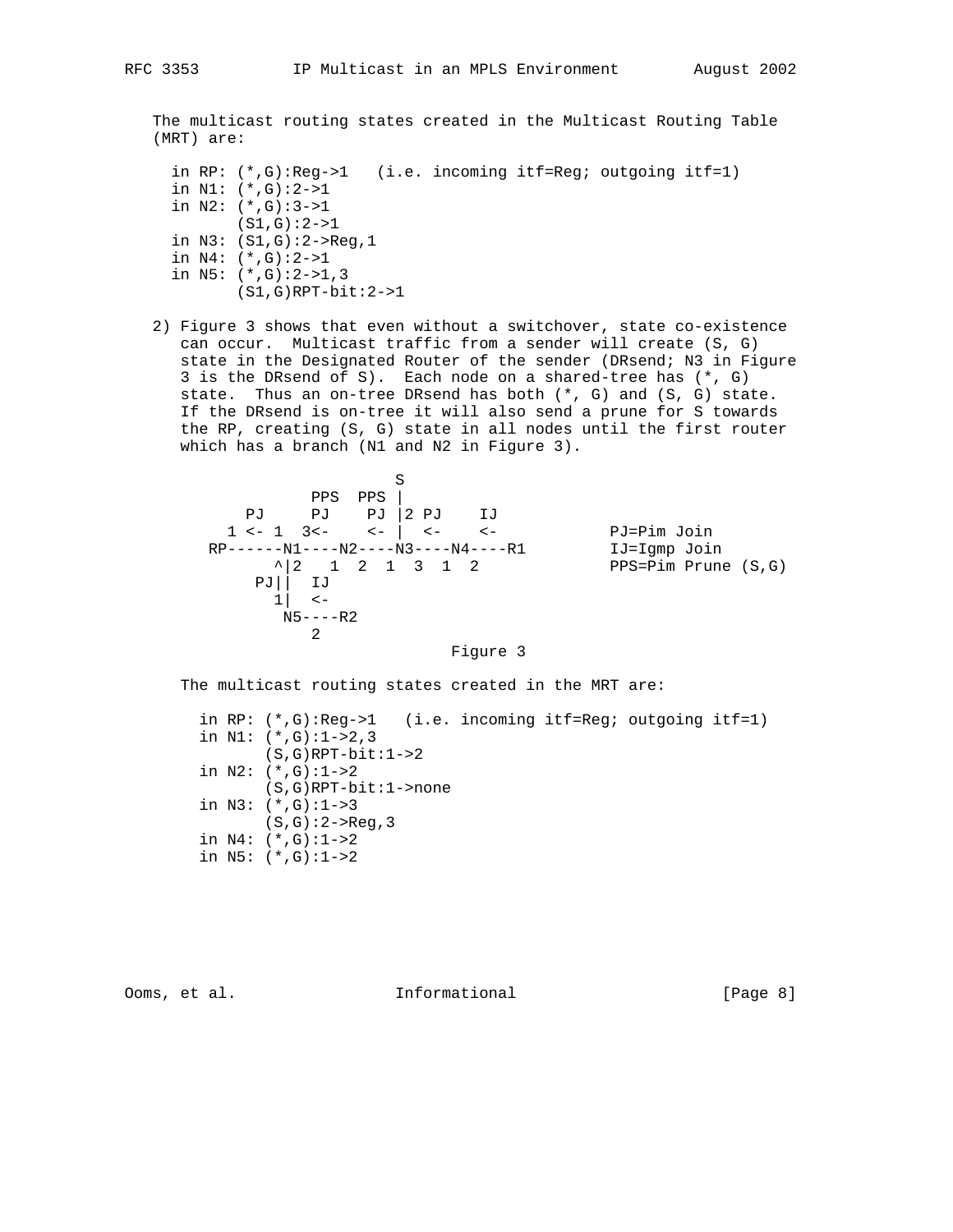The multicast routing states created in the Multicast Routing Table (MRT) are:

```
  in RP: (*,G):Reg->1   (i.e. incoming itf=Reg; outgoing itf=1)
  in N1: (*,G):2->1
  in N2: (*,G):3->1
         (S1,G):2->1
  in N3: (S1,G):2->Reg,1
  in N4: (*,G):2->1
  in N5: (*,G):2->1,3
         (S1,G)RPT-bit:2->1
```

2) Figure 3 shows that even without a switchover, state co-existence can occur. Multicast traffic from a sender will create (S, G) state in the Designated Router of the sender (DRsend; N3 in Figure 3 is the DRsend of S). Each node on a shared-tree has (*, G) state. Thus an on-tree DRsend has both (*, G) and (S, G) state. If the DRsend is on-tree it will also send a prune for S towards the RP, creating (S, G) state in all nodes until the first router which has a branch (N1 and N2 in Figure 3).

```
                         S
                PPS  PPS |
          PJ     PJ    PJ |2 PJ    IJ
        1 <- 1  3<-    <- |  <-    <-           PJ=Pim Join
      RP------N1----N2----N3----N4----R1         IJ=Igmp Join
              ^|2   1  2  1  3  1  2             PPS=Pim Prune (S,G)
            PJ||  IJ
              1|  <-
               N5----R2
                  2
```

Figure 3

The multicast routing states created in the MRT are:

```
  in RP: (*,G):Reg->1   (i.e. incoming itf=Reg; outgoing itf=1)
  in N1: (*,G):1->2,3
         (S,G)RPT-bit:1->2
  in N2: (*,G):1->2
         (S,G)RPT-bit:1->none
  in N3: (*,G):1->3
         (S,G):2->Reg,3
  in N4: (*,G):1->2
  in N5: (*,G):1->2
```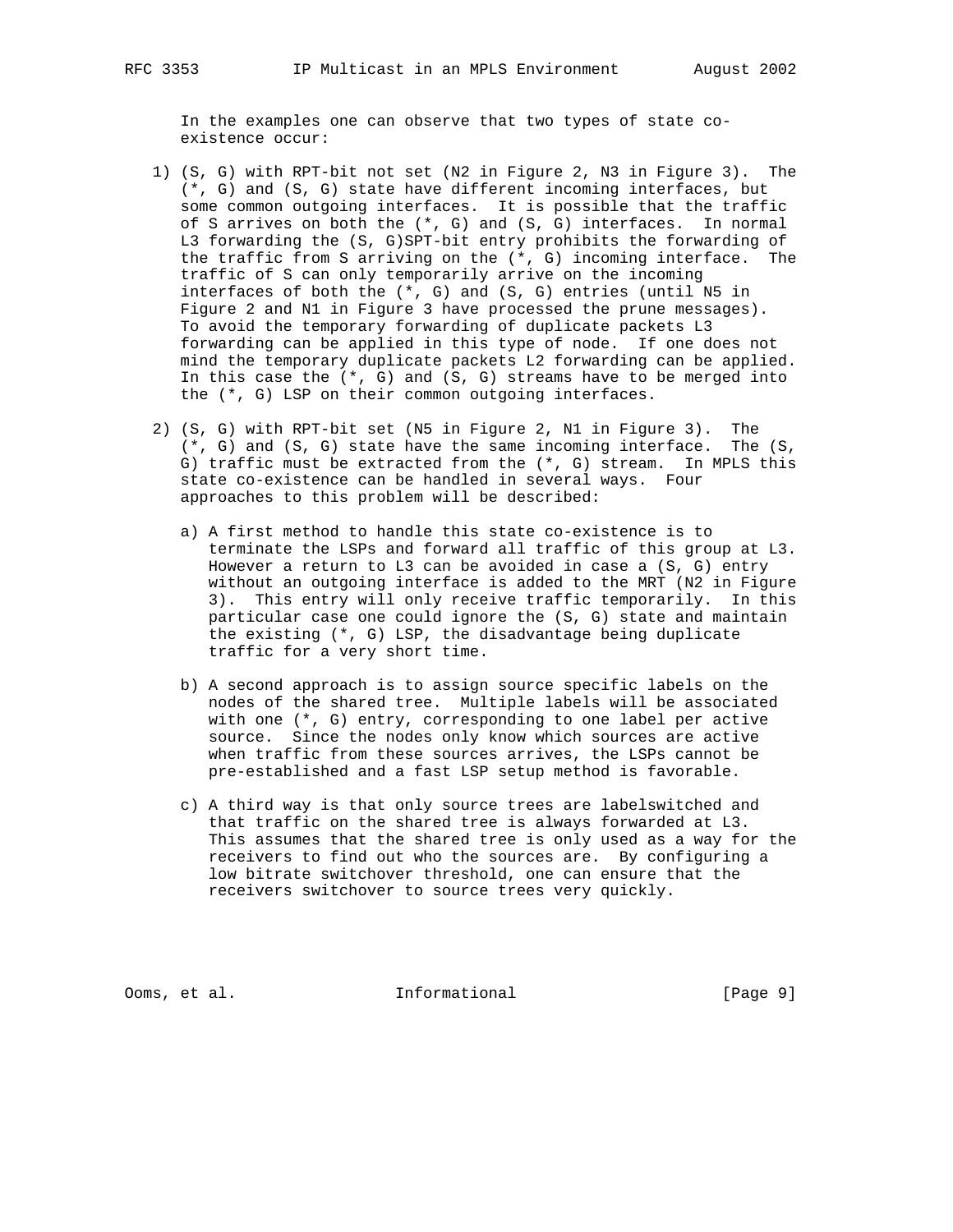In the examples one can observe that two types of state co-existence occur:

1) (S, G) with RPT-bit not set (N2 in Figure 2, N3 in Figure 3). The (*, G) and (S, G) state have different incoming interfaces, but some common outgoing interfaces. It is possible that the traffic of S arrives on both the (*, G) and (S, G) interfaces. In normal L3 forwarding the (S, G)SPT-bit entry prohibits the forwarding of the traffic from S arriving on the (*, G) incoming interface. The traffic of S can only temporarily arrive on the incoming interfaces of both the (*, G) and (S, G) entries (until N5 in Figure 2 and N1 in Figure 3 have processed the prune messages). To avoid the temporary forwarding of duplicate packets L3 forwarding can be applied in this type of node. If one does not mind the temporary duplicate packets L2 forwarding can be applied. In this case the (*, G) and (S, G) streams have to be merged into the (*, G) LSP on their common outgoing interfaces.

2) (S, G) with RPT-bit set (N5 in Figure 2, N1 in Figure 3). The (*, G) and (S, G) state have the same incoming interface. The (S, G) traffic must be extracted from the (*, G) stream. In MPLS this state co-existence can be handled in several ways. Four approaches to this problem will be described:

   a) A first method to handle this state co-existence is to terminate the LSPs and forward all traffic of this group at L3. However a return to L3 can be avoided in case a (S, G) entry without an outgoing interface is added to the MRT (N2 in Figure 3). This entry will only receive traffic temporarily. In this particular case one could ignore the (S, G) state and maintain the existing (*, G) LSP, the disadvantage being duplicate traffic for a very short time.

   b) A second approach is to assign source specific labels on the nodes of the shared tree. Multiple labels will be associated with one (*, G) entry, corresponding to one label per active source. Since the nodes only know which sources are active when traffic from these sources arrives, the LSPs cannot be pre-established and a fast LSP setup method is favorable.

   c) A third way is that only source trees are labelswitched and that traffic on the shared tree is always forwarded at L3. This assumes that the shared tree is only used as a way for the receivers to find out who the sources are. By configuring a low bitrate switchover threshold, one can ensure that the receivers switchover to source trees very quickly.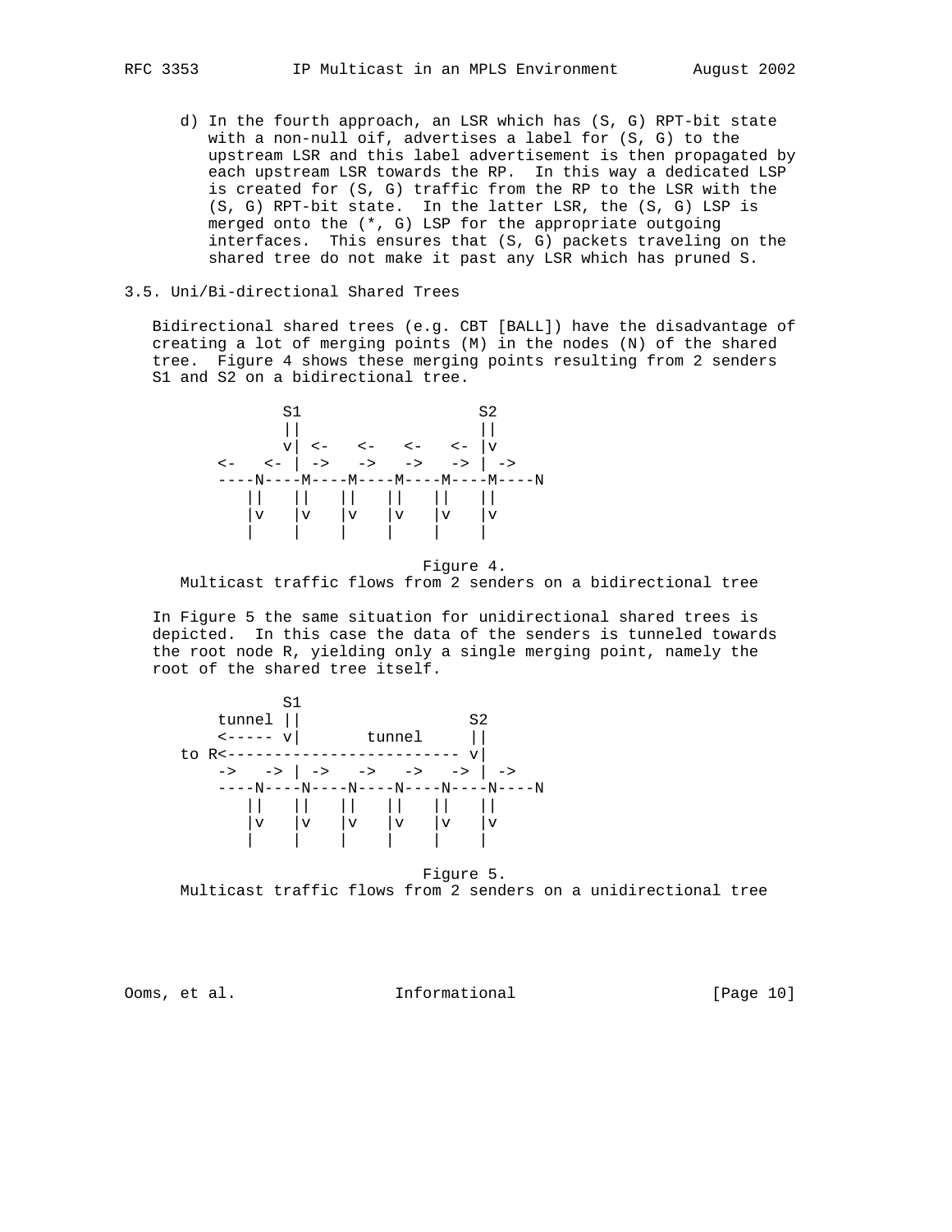d) In the fourth approach, an LSR which has (S, G) RPT-bit state with a non-null oif, advertises a label for (S, G) to the upstream LSR and this label advertisement is then propagated by each upstream LSR towards the RP. In this way a dedicated LSP is created for (S, G) traffic from the RP to the LSR with the (S, G) RPT-bit state. In the latter LSR, the (S, G) LSP is merged onto the (*, G) LSP for the appropriate outgoing interfaces. This ensures that (S, G) packets traveling on the shared tree do not make it past any LSR which has pruned S.

### 3.5. Uni/Bi-directional Shared Trees

Bidirectional shared trees (e.g. CBT [BALL]) have the disadvantage of creating a lot of merging points (M) in the nodes (N) of the shared tree. Figure 4 shows these merging points resulting from 2 senders S1 and S2 on a bidirectional tree.

```
          S1                  S2
          ||                  ||
          v| <-   <-   <-   <- |v
    <-   <- | ->   ->   ->   -> | ->
    ----N----M----M----M----M----M----N
        ||   ||   ||   ||   ||   ||
        |v   |v   |v   |v   |v   |v
        |    |    |    |    |    |
```

Figure 4.
Multicast traffic flows from 2 senders on a bidirectional tree

In Figure 5 the same situation for unidirectional shared trees is depicted. In this case the data of the senders is tunneled towards the root node R, yielding only a single merging point, namely the root of the shared tree itself.

```
          S1
    tunnel ||                S2
    <----- v|      tunnel     ||
to R<------------------------- v|
    ->   -> | ->   ->   ->   -> | ->
    ----N----N----N----N----N----N----N
        ||   ||   ||   ||   ||   ||
        |v   |v   |v   |v   |v   |v
        |    |    |    |    |    |
```

Figure 5.
Multicast traffic flows from 2 senders on a unidirectional tree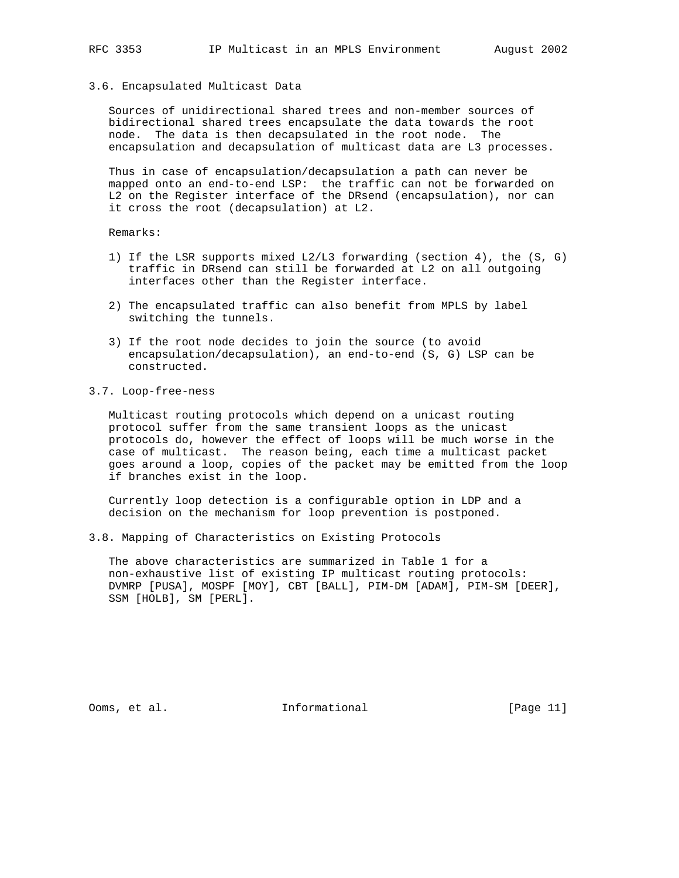### 3.6. Encapsulated Multicast Data

Sources of unidirectional shared trees and non-member sources of bidirectional shared trees encapsulate the data towards the root node. The data is then decapsulated in the root node. The encapsulation and decapsulation of multicast data are L3 processes.

Thus in case of encapsulation/decapsulation a path can never be mapped onto an end-to-end LSP: the traffic can not be forwarded on L2 on the Register interface of the DRsend (encapsulation), nor can it cross the root (decapsulation) at L2.

Remarks:

1) If the LSR supports mixed L2/L3 forwarding (section 4), the (S, G) traffic in DRsend can still be forwarded at L2 on all outgoing interfaces other than the Register interface.

2) The encapsulated traffic can also benefit from MPLS by label switching the tunnels.

3) If the root node decides to join the source (to avoid encapsulation/decapsulation), an end-to-end (S, G) LSP can be constructed.

### 3.7. Loop-free-ness

Multicast routing protocols which depend on a unicast routing protocol suffer from the same transient loops as the unicast protocols do, however the effect of loops will be much worse in the case of multicast. The reason being, each time a multicast packet goes around a loop, copies of the packet may be emitted from the loop if branches exist in the loop.

Currently loop detection is a configurable option in LDP and a decision on the mechanism for loop prevention is postponed.

### 3.8. Mapping of Characteristics on Existing Protocols

The above characteristics are summarized in Table 1 for a non-exhaustive list of existing IP multicast routing protocols: DVMRP [PUSA], MOSPF [MOY], CBT [BALL], PIM-DM [ADAM], PIM-SM [DEER], SSM [HOLB], SM [PERL].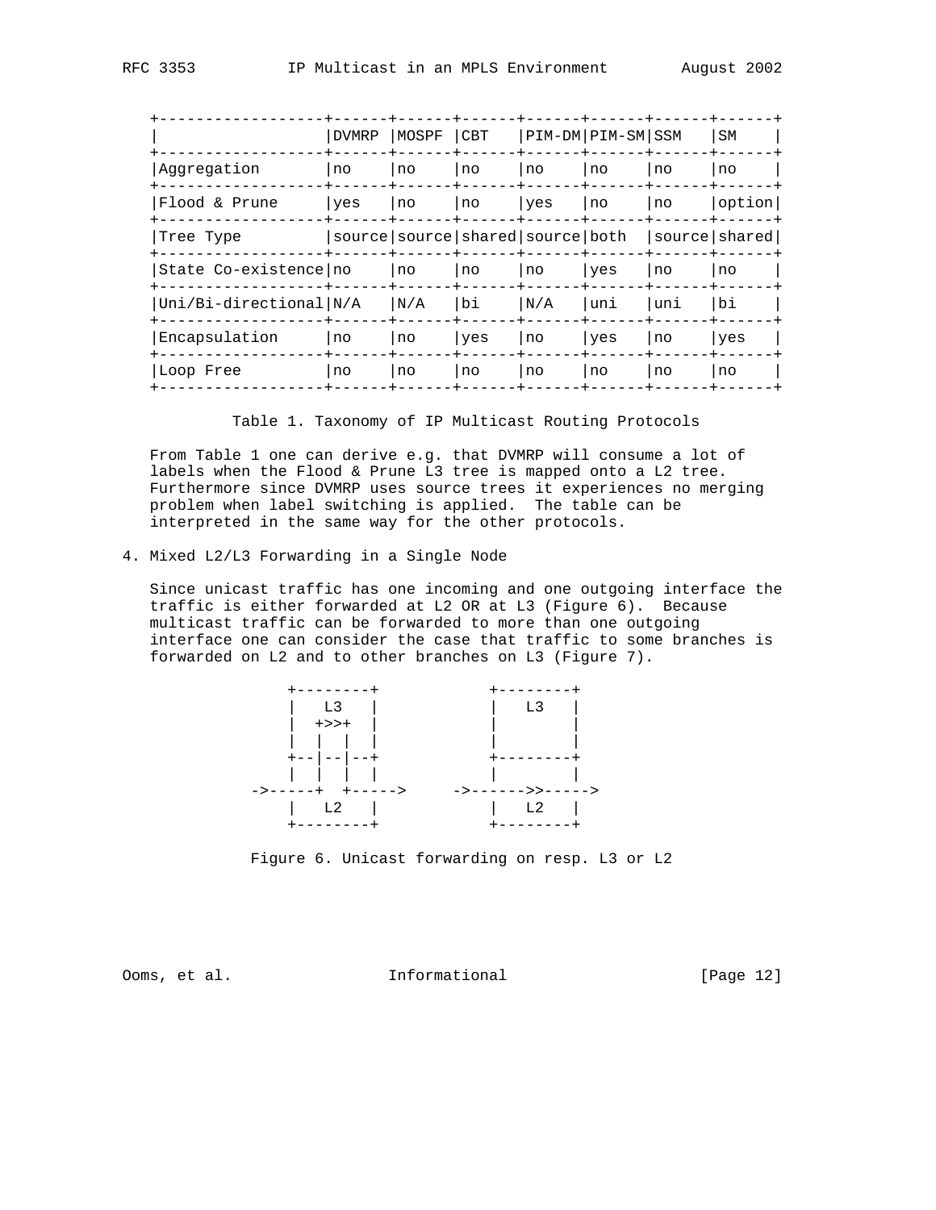|  | DVMRP | MOSPF | CBT | PIM-DM | PIM-SM | SSM | SM |
|---|---|---|---|---|---|---|---|
| Aggregation | no | no | no | no | no | no | no |
| Flood & Prune | yes | no | no | yes | no | no | option |
| Tree Type | source | source | shared | source | both | source | shared |
| State Co-existence | no | no | no | no | yes | no | no |
| Uni/Bi-directional | N/A | N/A | bi | N/A | uni | uni | bi |
| Encapsulation | no | no | yes | no | yes | no | yes |
| Loop Free | no | no | no | no | no | no | no |

Table 1. Taxonomy of IP Multicast Routing Protocols

From Table 1 one can derive e.g. that DVMRP will consume a lot of labels when the Flood & Prune L3 tree is mapped onto a L2 tree. Furthermore since DVMRP uses source trees it experiences no merging problem when label switching is applied. The table can be interpreted in the same way for the other protocols.

## 4. Mixed L2/L3 Forwarding in a Single Node

Since unicast traffic has one incoming and one outgoing interface the traffic is either forwarded at L2 OR at L3 (Figure 6). Because multicast traffic can be forwarded to more than one outgoing interface one can consider the case that traffic to some branches is forwarded on L2 and to other branches on L3 (Figure 7).

```
      +--------+          +--------+
      |   L3   |          |   L3   |
      |  +>>+  |          |        |
      |  |  |  |          |        |
      +--|--|--+          +--------+
      |  |  |  |          |        |
  ->-----+  +----->     ->------>>----->
      |   L2   |          |   L2   |
      +--------+          +--------+
```

Figure 6. Unicast forwarding on resp. L3 or L2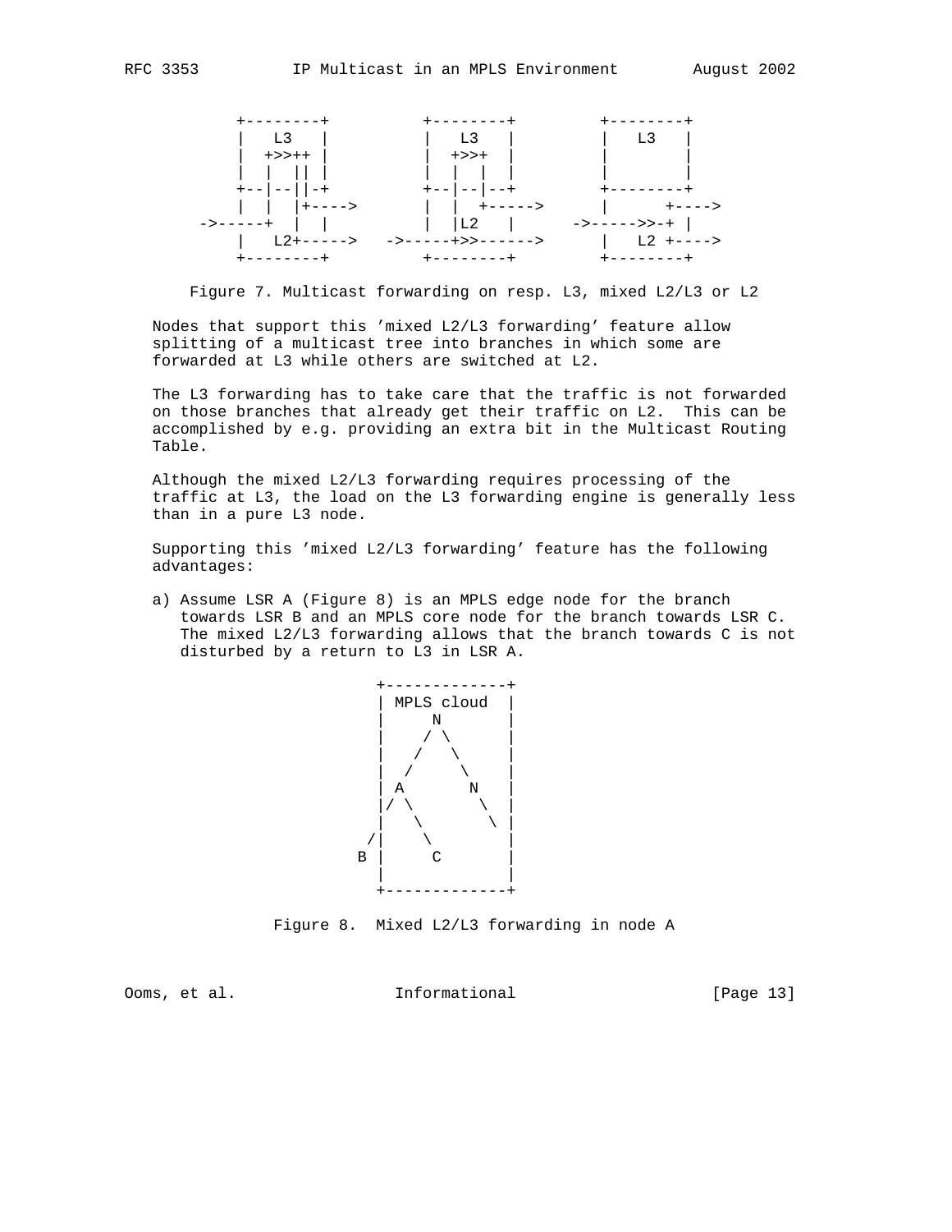```
         +--------+          +--------+         +--------+
         |   L3   |          |   L3   |         |  L3    |
         |  +>>++ |          |  +>>+  |         |        |
         |  |  || |          |  |  |  |         |        |
         +--|--||-+          +--|--|--+         +--------+
         |  |  |+---->       |  |  +----->      |      +---->
     ->-----+  |  |          |  |L2   |      ->----->>-+ |
         |   L2+----->   ->-----+>>------>      |   L2 +---->
         +--------+          +--------+         +--------+
```

Figure 7. Multicast forwarding on resp. L3, mixed L2/L3 or L2

Nodes that support this 'mixed L2/L3 forwarding' feature allow splitting of a multicast tree into branches in which some are forwarded at L3 while others are switched at L2.

The L3 forwarding has to take care that the traffic is not forwarded on those branches that already get their traffic on L2. This can be accomplished by e.g. providing an extra bit in the Multicast Routing Table.

Although the mixed L2/L3 forwarding requires processing of the traffic at L3, the load on the L3 forwarding engine is generally less than in a pure L3 node.

Supporting this 'mixed L2/L3 forwarding' feature has the following advantages:

a) Assume LSR A (Figure 8) is an MPLS edge node for the branch towards LSR B and an MPLS core node for the branch towards LSR C. The mixed L2/L3 forwarding allows that the branch towards C is not disturbed by a return to L3 in LSR A.

```
                         +-------------+
                         | MPLS cloud  |
                         |     N       |
                         |    / \      |
                         |   /   \     |
                         |  /     \    |
                         | A       N   |
                         |/ \       \  |
                         |   \       \ |
                        /|    \        |
                       B |     C       |
                         |             |
                         +-------------+
```

Figure 8. Mixed L2/L3 forwarding in node A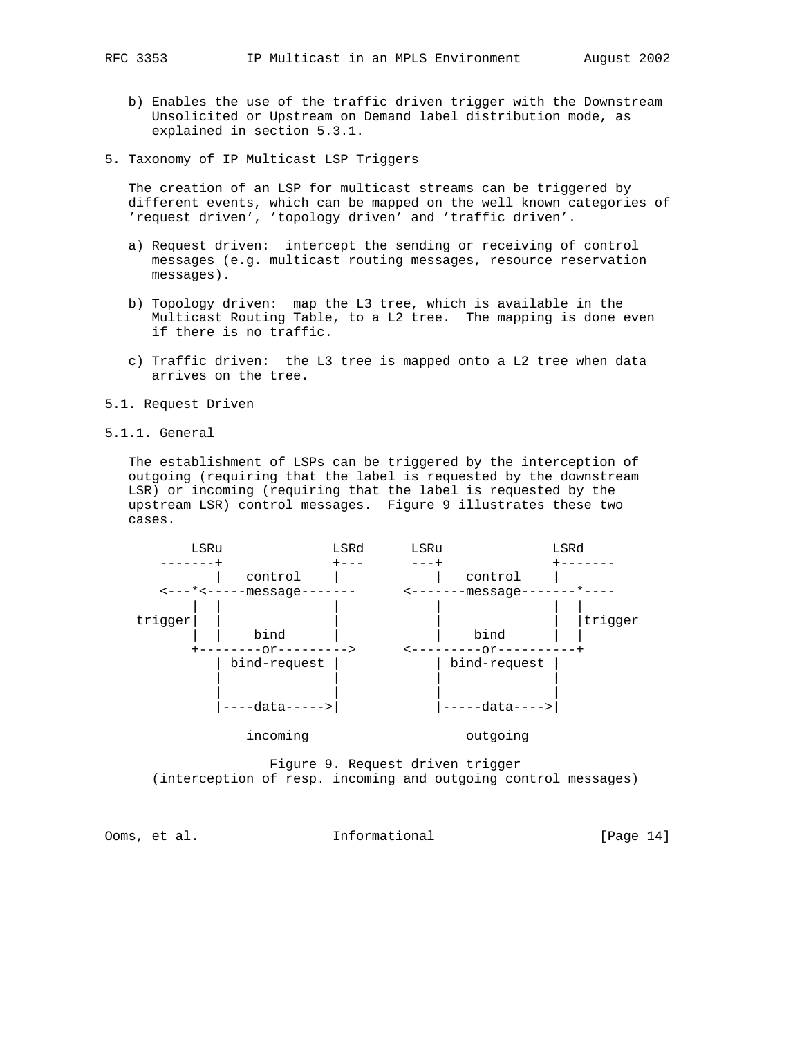b) Enables the use of the traffic driven trigger with the Downstream Unsolicited or Upstream on Demand label distribution mode, as explained in section 5.3.1.

## 5. Taxonomy of IP Multicast LSP Triggers

The creation of an LSP for multicast streams can be triggered by different events, which can be mapped on the well known categories of 'request driven', 'topology driven' and 'traffic driven'.

a) Request driven: intercept the sending or receiving of control messages (e.g. multicast routing messages, resource reservation messages).

b) Topology driven: map the L3 tree, which is available in the Multicast Routing Table, to a L2 tree. The mapping is done even if there is no traffic.

c) Traffic driven: the L3 tree is mapped onto a L2 tree when data arrives on the tree.

### 5.1. Request Driven

#### 5.1.1. General

The establishment of LSPs can be triggered by the interception of outgoing (requiring that the label is requested by the downstream LSR) or incoming (requiring that the label is requested by the upstream LSR) control messages. Figure 9 illustrates these two cases.

```
        LSRu              LSRd      LSRu             LSRd
    -------+              +---      ---+             +-------
           |   control    |            |   control    |
    <---*<-----message-------      <-------message-------*----
        |  |              |            |              |  |
 trigger|  |              |            |              |  |trigger
        |  |    bind      |            |    bind      |  |
        +--------or--------->      <---------or----------+
           | bind-request |            | bind-request |
           |              |            |              |
           |              |            |              |
           |----data----->|            |-----data---->|

              incoming                    outgoing
```

Figure 9. Request driven trigger
(interception of resp. incoming and outgoing control messages)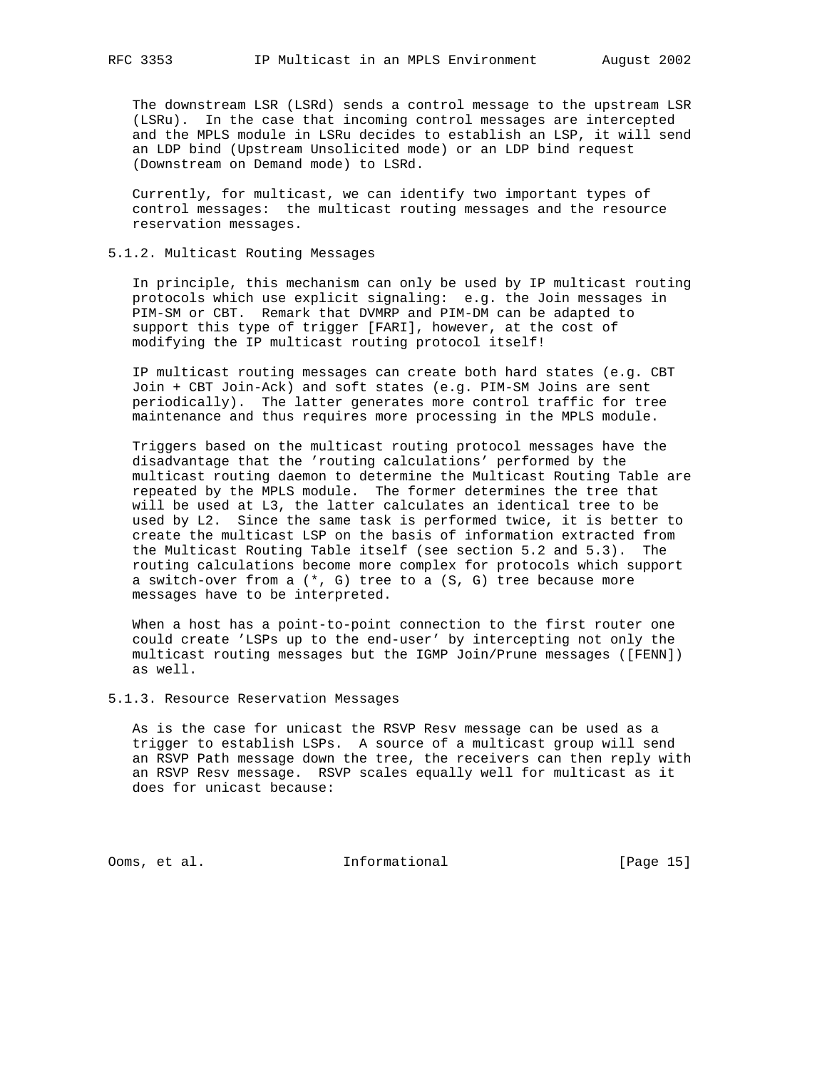The downstream LSR (LSRd) sends a control message to the upstream LSR (LSRu). In the case that incoming control messages are intercepted and the MPLS module in LSRu decides to establish an LSP, it will send an LDP bind (Upstream Unsolicited mode) or an LDP bind request (Downstream on Demand mode) to LSRd.

Currently, for multicast, we can identify two important types of control messages: the multicast routing messages and the resource reservation messages.

### 5.1.2. Multicast Routing Messages

In principle, this mechanism can only be used by IP multicast routing protocols which use explicit signaling: e.g. the Join messages in PIM-SM or CBT. Remark that DVMRP and PIM-DM can be adapted to support this type of trigger [FARI], however, at the cost of modifying the IP multicast routing protocol itself!

IP multicast routing messages can create both hard states (e.g. CBT Join + CBT Join-Ack) and soft states (e.g. PIM-SM Joins are sent periodically). The latter generates more control traffic for tree maintenance and thus requires more processing in the MPLS module.

Triggers based on the multicast routing protocol messages have the disadvantage that the 'routing calculations' performed by the multicast routing daemon to determine the Multicast Routing Table are repeated by the MPLS module. The former determines the tree that will be used at L3, the latter calculates an identical tree to be used by L2. Since the same task is performed twice, it is better to create the multicast LSP on the basis of information extracted from the Multicast Routing Table itself (see section 5.2 and 5.3). The routing calculations become more complex for protocols which support a switch-over from a (*, G) tree to a (S, G) tree because more messages have to be interpreted.

When a host has a point-to-point connection to the first router one could create 'LSPs up to the end-user' by intercepting not only the multicast routing messages but the IGMP Join/Prune messages ([FENN]) as well.

### 5.1.3. Resource Reservation Messages

As is the case for unicast the RSVP Resv message can be used as a trigger to establish LSPs. A source of a multicast group will send an RSVP Path message down the tree, the receivers can then reply with an RSVP Resv message. RSVP scales equally well for multicast as it does for unicast because: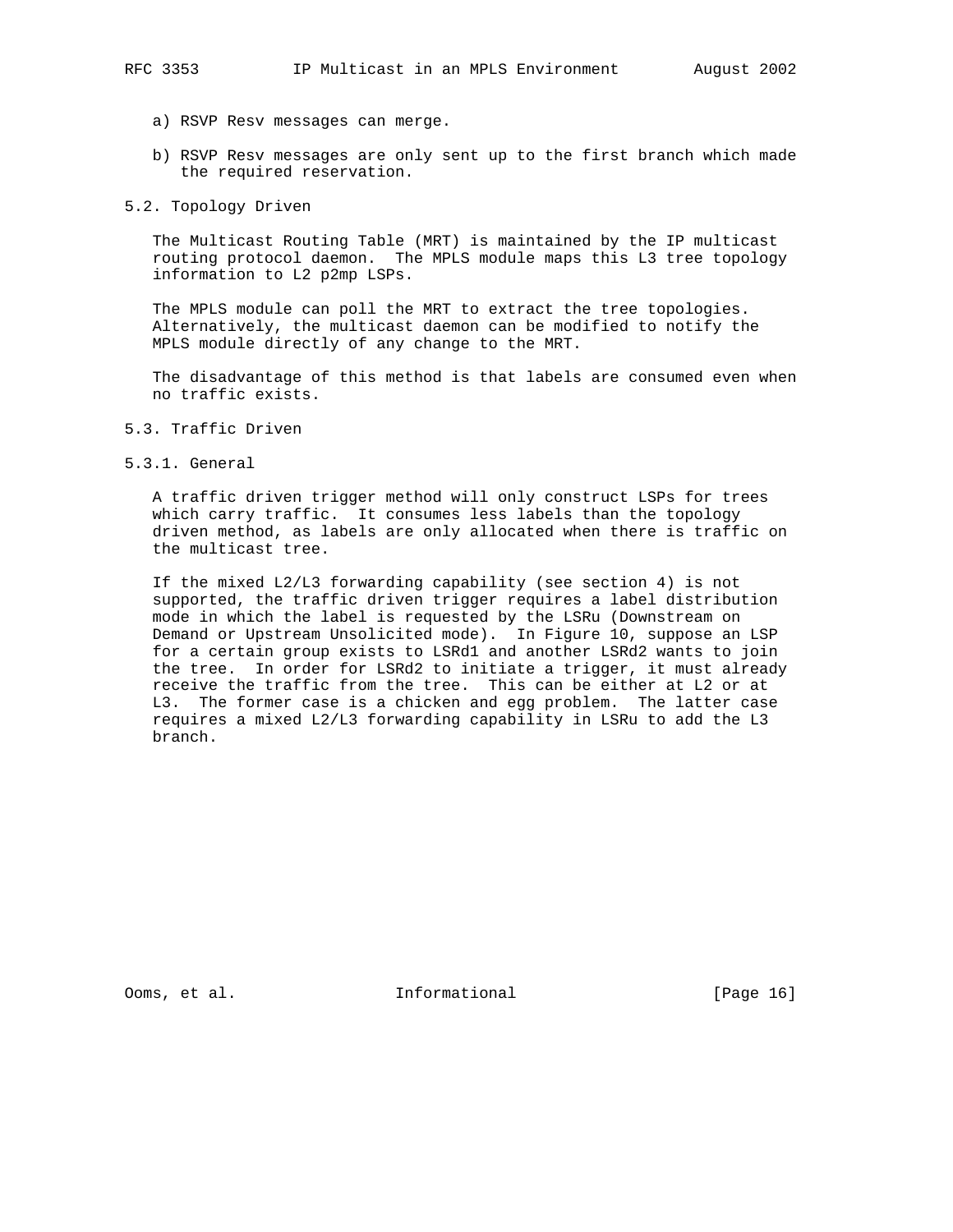a) RSVP Resv messages can merge.

b) RSVP Resv messages are only sent up to the first branch which made the required reservation.

## 5.2. Topology Driven

The Multicast Routing Table (MRT) is maintained by the IP multicast routing protocol daemon. The MPLS module maps this L3 tree topology information to L2 p2mp LSPs.

The MPLS module can poll the MRT to extract the tree topologies. Alternatively, the multicast daemon can be modified to notify the MPLS module directly of any change to the MRT.

The disadvantage of this method is that labels are consumed even when no traffic exists.

## 5.3. Traffic Driven

### 5.3.1. General

A traffic driven trigger method will only construct LSPs for trees which carry traffic. It consumes less labels than the topology driven method, as labels are only allocated when there is traffic on the multicast tree.

If the mixed L2/L3 forwarding capability (see section 4) is not supported, the traffic driven trigger requires a label distribution mode in which the label is requested by the LSRu (Downstream on Demand or Upstream Unsolicited mode). In Figure 10, suppose an LSP for a certain group exists to LSRd1 and another LSRd2 wants to join the tree. In order for LSRd2 to initiate a trigger, it must already receive the traffic from the tree. This can be either at L2 or at L3. The former case is a chicken and egg problem. The latter case requires a mixed L2/L3 forwarding capability in LSRu to add the L3 branch.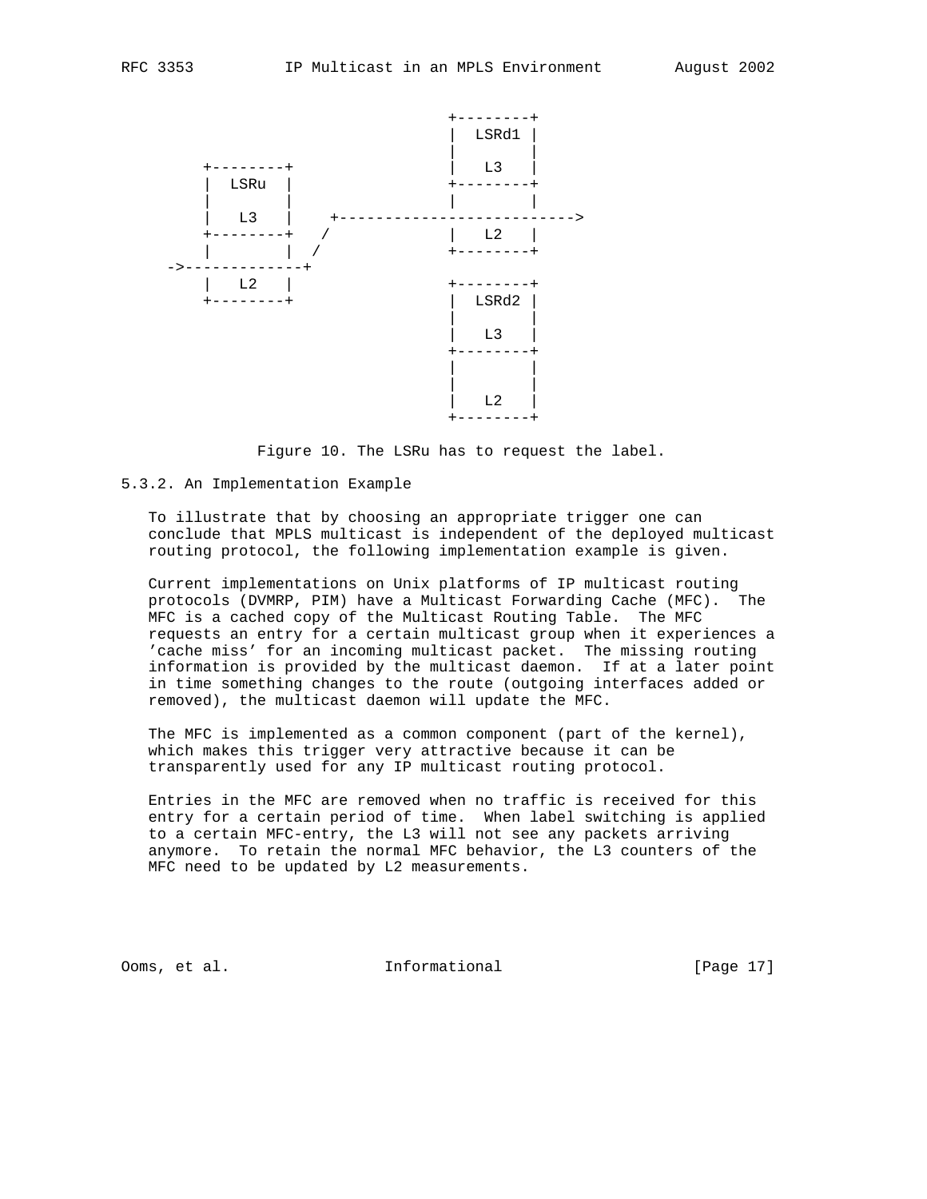```
                                  +--------+
                                  |  LSRd1 |
                                  |        |
        +--------+                |   L3   |
        |  LSRu  |                +--------+
        |        |                |        |
        |   L3   |    +-------------------------->
        +--------+   /            |   L2   |
        |        |  /             +--------+
     ->-------------+
        |   L2   |                +--------+
        +--------+                |  LSRd2 |
                                  |        |
                                  |   L3   |
                                  +--------+
                                  |        |
                                  |        |
                                  |   L2   |
                                  +--------+
```

Figure 10. The LSRu has to request the label.

### 5.3.2. An Implementation Example

To illustrate that by choosing an appropriate trigger one can conclude that MPLS multicast is independent of the deployed multicast routing protocol, the following implementation example is given.

Current implementations on Unix platforms of IP multicast routing protocols (DVMRP, PIM) have a Multicast Forwarding Cache (MFC). The MFC is a cached copy of the Multicast Routing Table. The MFC requests an entry for a certain multicast group when it experiences a 'cache miss' for an incoming multicast packet. The missing routing information is provided by the multicast daemon. If at a later point in time something changes to the route (outgoing interfaces added or removed), the multicast daemon will update the MFC.

The MFC is implemented as a common component (part of the kernel), which makes this trigger very attractive because it can be transparently used for any IP multicast routing protocol.

Entries in the MFC are removed when no traffic is received for this entry for a certain period of time. When label switching is applied to a certain MFC-entry, the L3 will not see any packets arriving anymore. To retain the normal MFC behavior, the L3 counters of the MFC need to be updated by L2 measurements.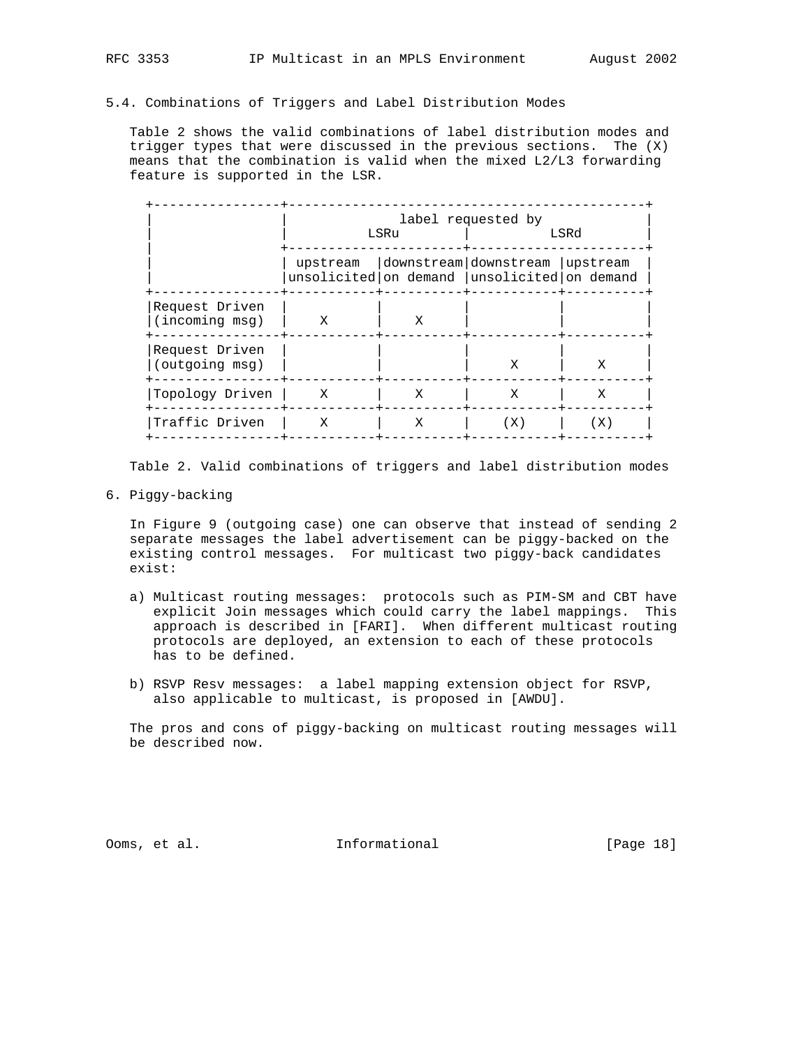### 5.4. Combinations of Triggers and Label Distribution Modes

Table 2 shows the valid combinations of label distribution modes and trigger types that were discussed in the previous sections. The (X) means that the combination is valid when the mixed L2/L3 forwarding feature is supported in the LSR.

| | label requested by LSRu | | label requested by LSRd | |
|---|---|---|---|---|
| | upstream unsolicited | downstream on demand | downstream unsolicited | upstream on demand |
| Request Driven (incoming msg) | X | X | | |
| Request Driven (outgoing msg) | | | X | X |
| Topology Driven | X | X | X | X |
| Traffic Driven | X | X | (X) | (X) |

Table 2. Valid combinations of triggers and label distribution modes

## 6. Piggy-backing

In Figure 9 (outgoing case) one can observe that instead of sending 2 separate messages the label advertisement can be piggy-backed on the existing control messages. For multicast two piggy-back candidates exist:

a) Multicast routing messages: protocols such as PIM-SM and CBT have explicit Join messages which could carry the label mappings. This approach is described in [FARI]. When different multicast routing protocols are deployed, an extension to each of these protocols has to be defined.

b) RSVP Resv messages: a label mapping extension object for RSVP, also applicable to multicast, is proposed in [AWDU].

The pros and cons of piggy-backing on multicast routing messages will be described now.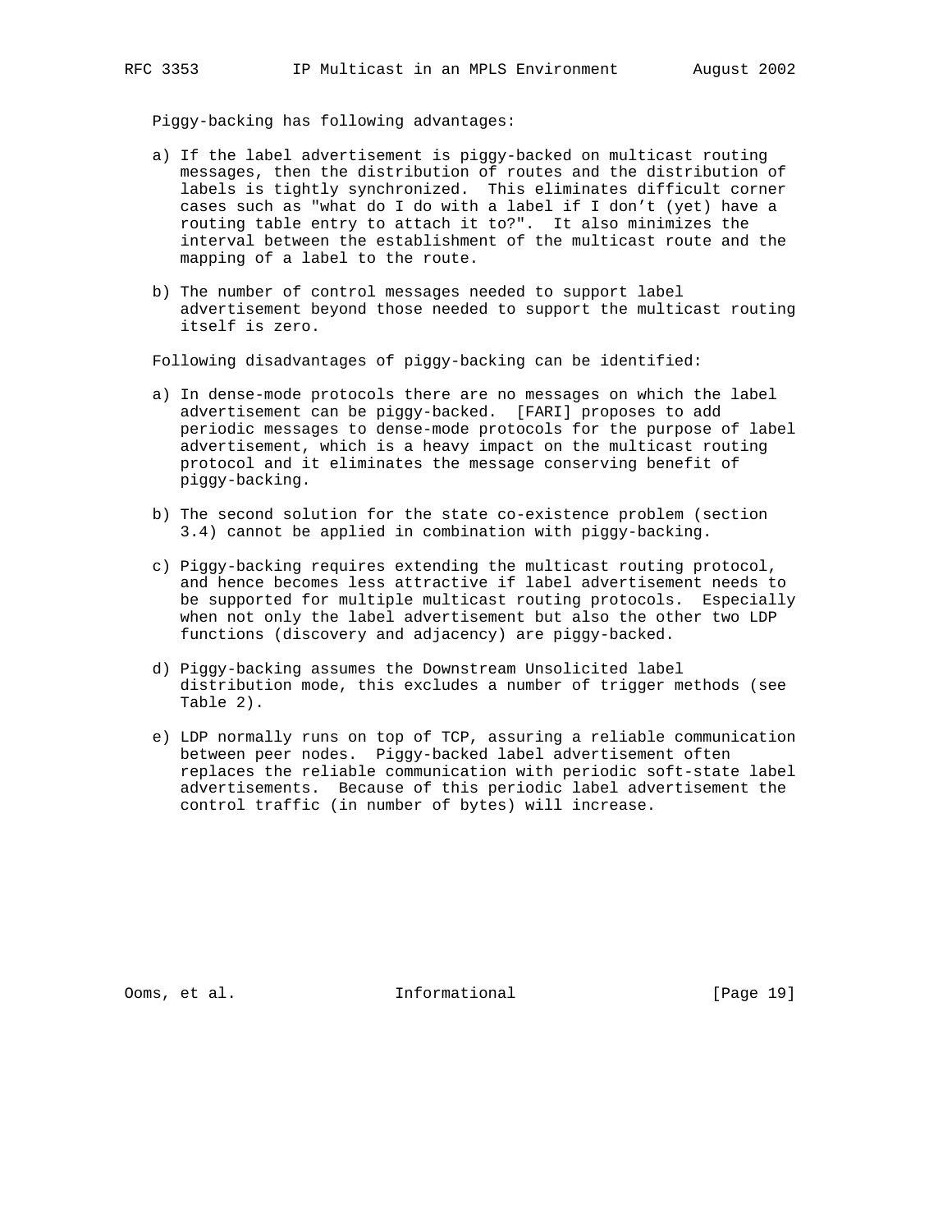Piggy-backing has following advantages:

a) If the label advertisement is piggy-backed on multicast routing messages, then the distribution of routes and the distribution of labels is tightly synchronized. This eliminates difficult corner cases such as "what do I do with a label if I don't (yet) have a routing table entry to attach it to?". It also minimizes the interval between the establishment of the multicast route and the mapping of a label to the route.

b) The number of control messages needed to support label advertisement beyond those needed to support the multicast routing itself is zero.

Following disadvantages of piggy-backing can be identified:

a) In dense-mode protocols there are no messages on which the label advertisement can be piggy-backed. [FARI] proposes to add periodic messages to dense-mode protocols for the purpose of label advertisement, which is a heavy impact on the multicast routing protocol and it eliminates the message conserving benefit of piggy-backing.

b) The second solution for the state co-existence problem (section 3.4) cannot be applied in combination with piggy-backing.

c) Piggy-backing requires extending the multicast routing protocol, and hence becomes less attractive if label advertisement needs to be supported for multiple multicast routing protocols. Especially when not only the label advertisement but also the other two LDP functions (discovery and adjacency) are piggy-backed.

d) Piggy-backing assumes the Downstream Unsolicited label distribution mode, this excludes a number of trigger methods (see Table 2).

e) LDP normally runs on top of TCP, assuring a reliable communication between peer nodes. Piggy-backed label advertisement often replaces the reliable communication with periodic soft-state label advertisements. Because of this periodic label advertisement the control traffic (in number of bytes) will increase.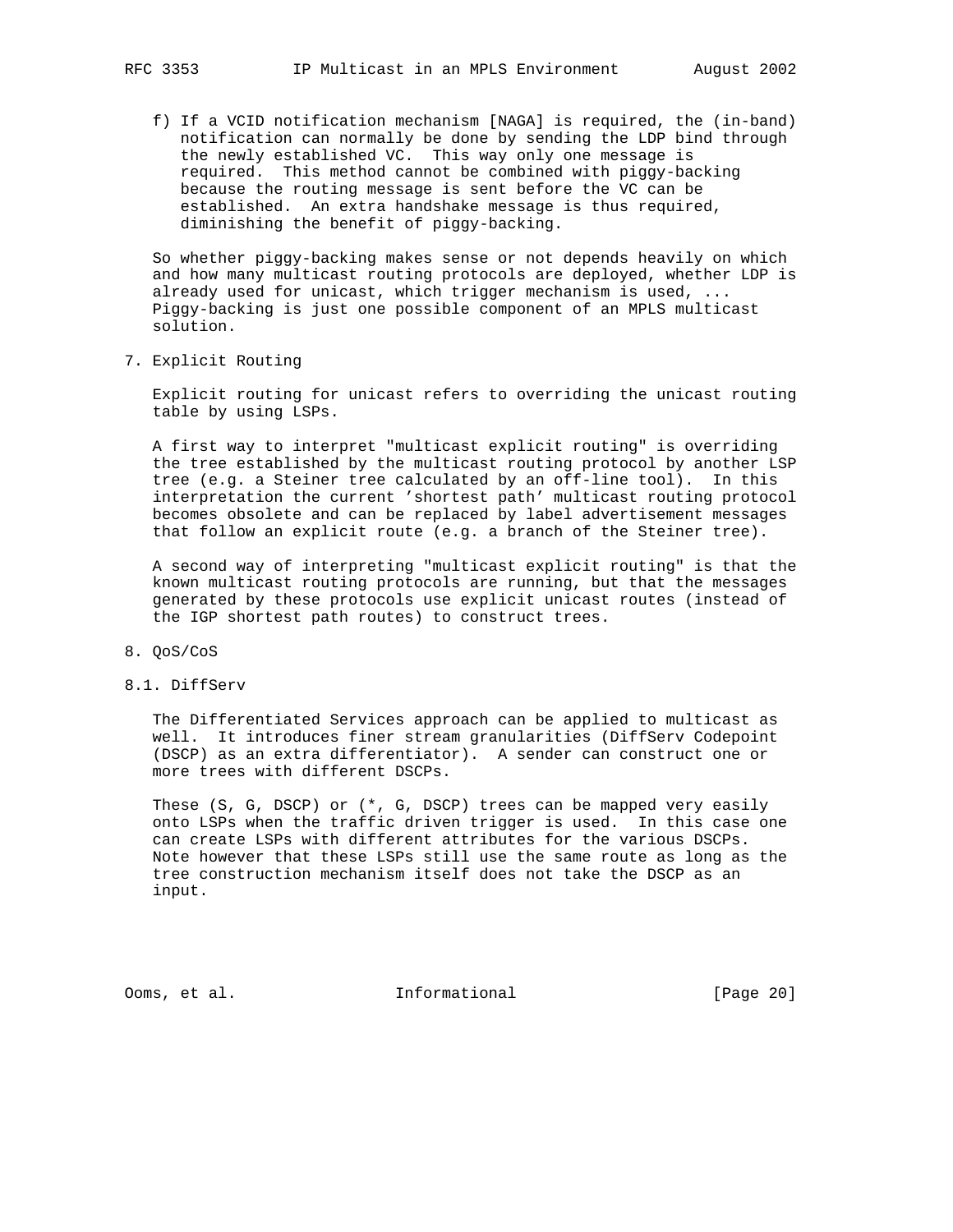f) If a VCID notification mechanism [NAGA] is required, the (in-band) notification can normally be done by sending the LDP bind through the newly established VC. This way only one message is required. This method cannot be combined with piggy-backing because the routing message is sent before the VC can be established. An extra handshake message is thus required, diminishing the benefit of piggy-backing.

So whether piggy-backing makes sense or not depends heavily on which and how many multicast routing protocols are deployed, whether LDP is already used for unicast, which trigger mechanism is used, ... Piggy-backing is just one possible component of an MPLS multicast solution.

## 7. Explicit Routing

Explicit routing for unicast refers to overriding the unicast routing table by using LSPs.

A first way to interpret "multicast explicit routing" is overriding the tree established by the multicast routing protocol by another LSP tree (e.g. a Steiner tree calculated by an off-line tool). In this interpretation the current 'shortest path' multicast routing protocol becomes obsolete and can be replaced by label advertisement messages that follow an explicit route (e.g. a branch of the Steiner tree).

A second way of interpreting "multicast explicit routing" is that the known multicast routing protocols are running, but that the messages generated by these protocols use explicit unicast routes (instead of the IGP shortest path routes) to construct trees.

## 8. QoS/CoS

### 8.1. DiffServ

The Differentiated Services approach can be applied to multicast as well. It introduces finer stream granularities (DiffServ Codepoint (DSCP) as an extra differentiator). A sender can construct one or more trees with different DSCPs.

These (S, G, DSCP) or (*, G, DSCP) trees can be mapped very easily onto LSPs when the traffic driven trigger is used. In this case one can create LSPs with different attributes for the various DSCPs. Note however that these LSPs still use the same route as long as the tree construction mechanism itself does not take the DSCP as an input.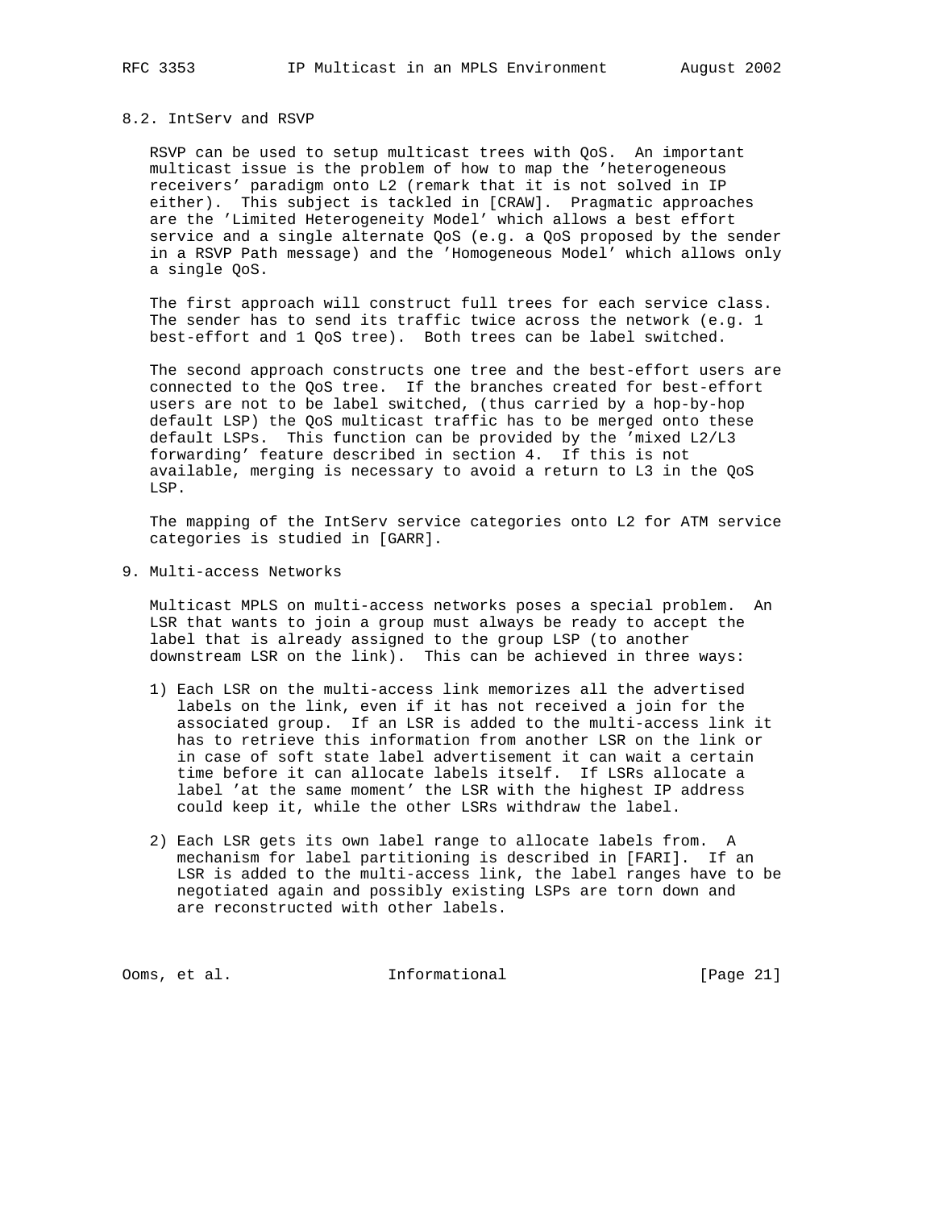## 8.2. IntServ and RSVP

RSVP can be used to setup multicast trees with QoS. An important multicast issue is the problem of how to map the 'heterogeneous receivers' paradigm onto L2 (remark that it is not solved in IP either). This subject is tackled in [CRAW]. Pragmatic approaches are the 'Limited Heterogeneity Model' which allows a best effort service and a single alternate QoS (e.g. a QoS proposed by the sender in a RSVP Path message) and the 'Homogeneous Model' which allows only a single QoS.

The first approach will construct full trees for each service class. The sender has to send its traffic twice across the network (e.g. 1 best-effort and 1 QoS tree). Both trees can be label switched.

The second approach constructs one tree and the best-effort users are connected to the QoS tree. If the branches created for best-effort users are not to be label switched, (thus carried by a hop-by-hop default LSP) the QoS multicast traffic has to be merged onto these default LSPs. This function can be provided by the 'mixed L2/L3 forwarding' feature described in section 4. If this is not available, merging is necessary to avoid a return to L3 in the QoS LSP.

The mapping of the IntServ service categories onto L2 for ATM service categories is studied in [GARR].

# 9. Multi-access Networks

Multicast MPLS on multi-access networks poses a special problem. An LSR that wants to join a group must always be ready to accept the label that is already assigned to the group LSP (to another downstream LSR on the link). This can be achieved in three ways:

1) Each LSR on the multi-access link memorizes all the advertised labels on the link, even if it has not received a join for the associated group. If an LSR is added to the multi-access link it has to retrieve this information from another LSR on the link or in case of soft state label advertisement it can wait a certain time before it can allocate labels itself. If LSRs allocate a label 'at the same moment' the LSR with the highest IP address could keep it, while the other LSRs withdraw the label.

2) Each LSR gets its own label range to allocate labels from. A mechanism for label partitioning is described in [FARI]. If an LSR is added to the multi-access link, the label ranges have to be negotiated again and possibly existing LSPs are torn down and are reconstructed with other labels.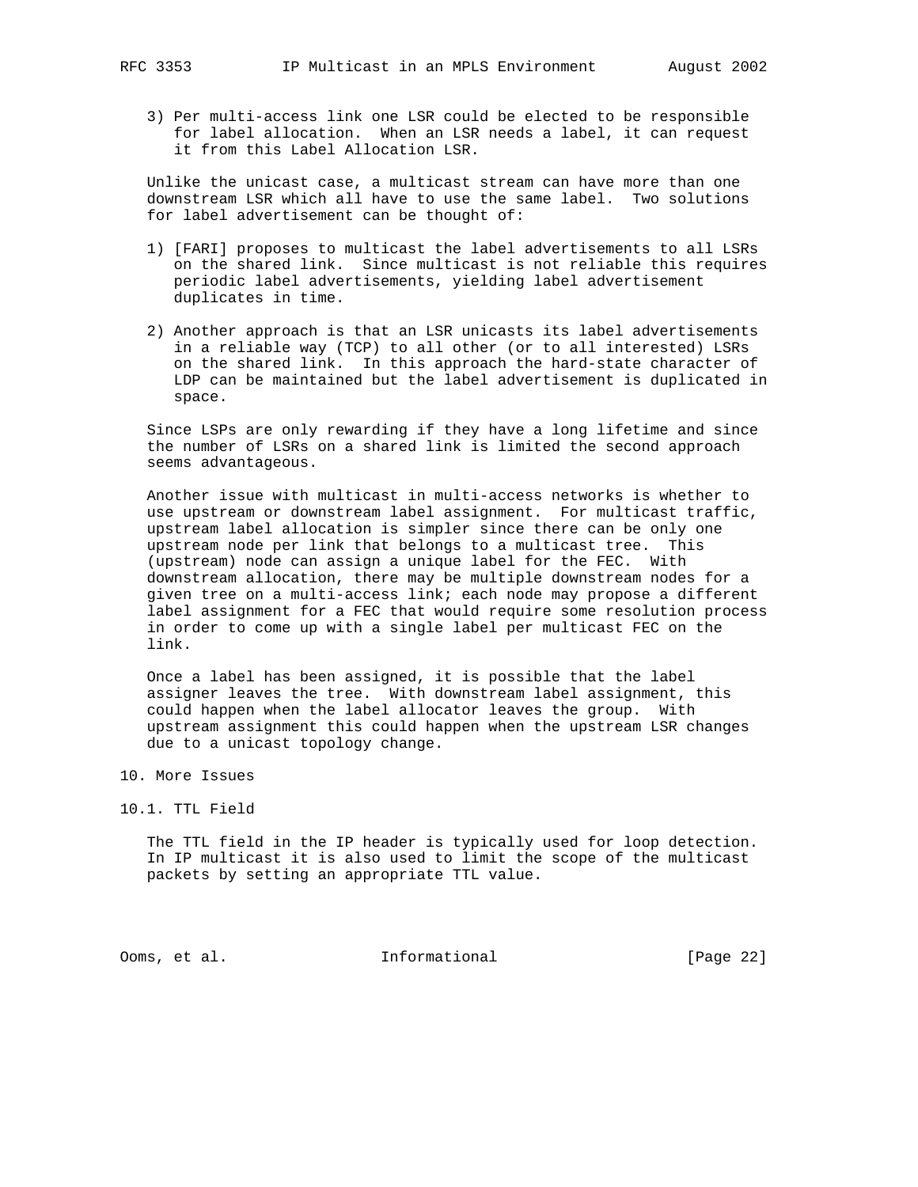3) Per multi-access link one LSR could be elected to be responsible for label allocation. When an LSR needs a label, it can request it from this Label Allocation LSR.

Unlike the unicast case, a multicast stream can have more than one downstream LSR which all have to use the same label. Two solutions for label advertisement can be thought of:

1) [FARI] proposes to multicast the label advertisements to all LSRs on the shared link. Since multicast is not reliable this requires periodic label advertisements, yielding label advertisement duplicates in time.

2) Another approach is that an LSR unicasts its label advertisements in a reliable way (TCP) to all other (or to all interested) LSRs on the shared link. In this approach the hard-state character of LDP can be maintained but the label advertisement is duplicated in space.

Since LSPs are only rewarding if they have a long lifetime and since the number of LSRs on a shared link is limited the second approach seems advantageous.

Another issue with multicast in multi-access networks is whether to use upstream or downstream label assignment. For multicast traffic, upstream label allocation is simpler since there can be only one upstream node per link that belongs to a multicast tree. This (upstream) node can assign a unique label for the FEC. With downstream allocation, there may be multiple downstream nodes for a given tree on a multi-access link; each node may propose a different label assignment for a FEC that would require some resolution process in order to come up with a single label per multicast FEC on the link.

Once a label has been assigned, it is possible that the label assigner leaves the tree. With downstream label assignment, this could happen when the label allocator leaves the group. With upstream assignment this could happen when the upstream LSR changes due to a unicast topology change.

# 10. More Issues

## 10.1. TTL Field

The TTL field in the IP header is typically used for loop detection. In IP multicast it is also used to limit the scope of the multicast packets by setting an appropriate TTL value.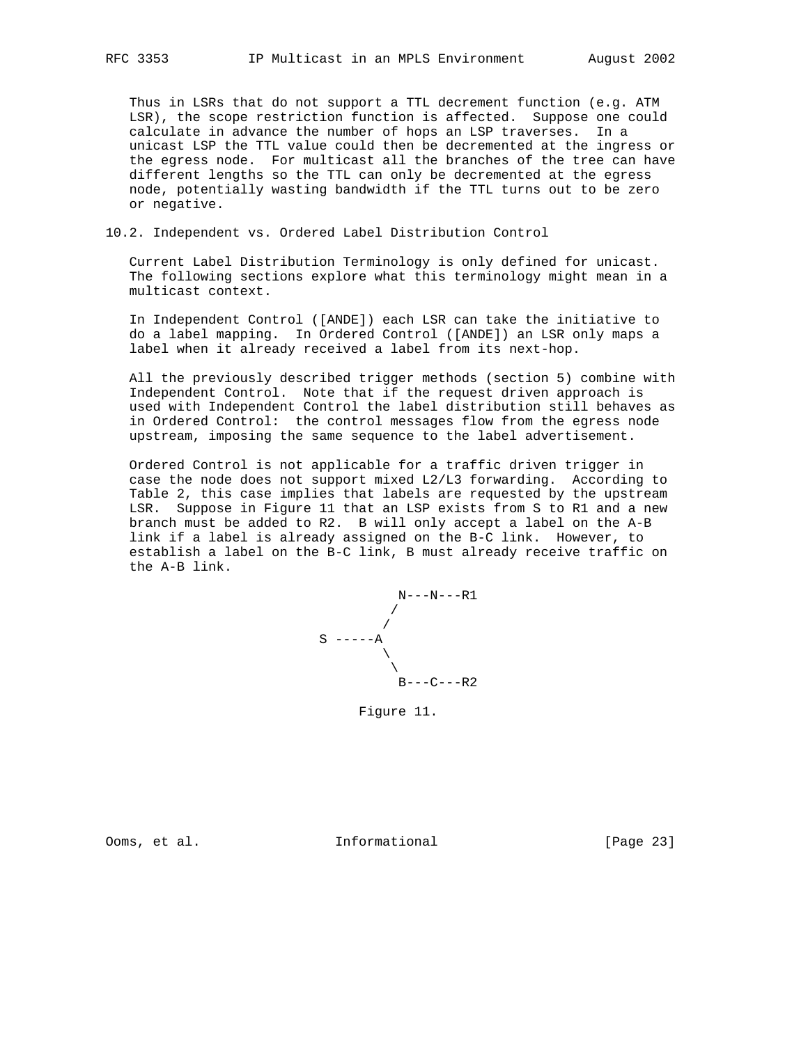Thus in LSRs that do not support a TTL decrement function (e.g. ATM LSR), the scope restriction function is affected. Suppose one could calculate in advance the number of hops an LSP traverses. In a unicast LSP the TTL value could then be decremented at the ingress or the egress node. For multicast all the branches of the tree can have different lengths so the TTL can only be decremented at the egress node, potentially wasting bandwidth if the TTL turns out to be zero or negative.

### 10.2. Independent vs. Ordered Label Distribution Control

Current Label Distribution Terminology is only defined for unicast. The following sections explore what this terminology might mean in a multicast context.

In Independent Control ([ANDE]) each LSR can take the initiative to do a label mapping. In Ordered Control ([ANDE]) an LSR only maps a label when it already received a label from its next-hop.

All the previously described trigger methods (section 5) combine with Independent Control. Note that if the request driven approach is used with Independent Control the label distribution still behaves as in Ordered Control: the control messages flow from the egress node upstream, imposing the same sequence to the label advertisement.

Ordered Control is not applicable for a traffic driven trigger in case the node does not support mixed L2/L3 forwarding. According to Table 2, this case implies that labels are requested by the upstream LSR. Suppose in Figure 11 that an LSP exists from S to R1 and a new branch must be added to R2. B will only accept a label on the A-B link if a label is already assigned on the B-C link. However, to establish a label on the B-C link, B must already receive traffic on the A-B link.

```
               N---N---R1
              /
             /
   S -----A
           \
            \
             B---C---R2
```

Figure 11.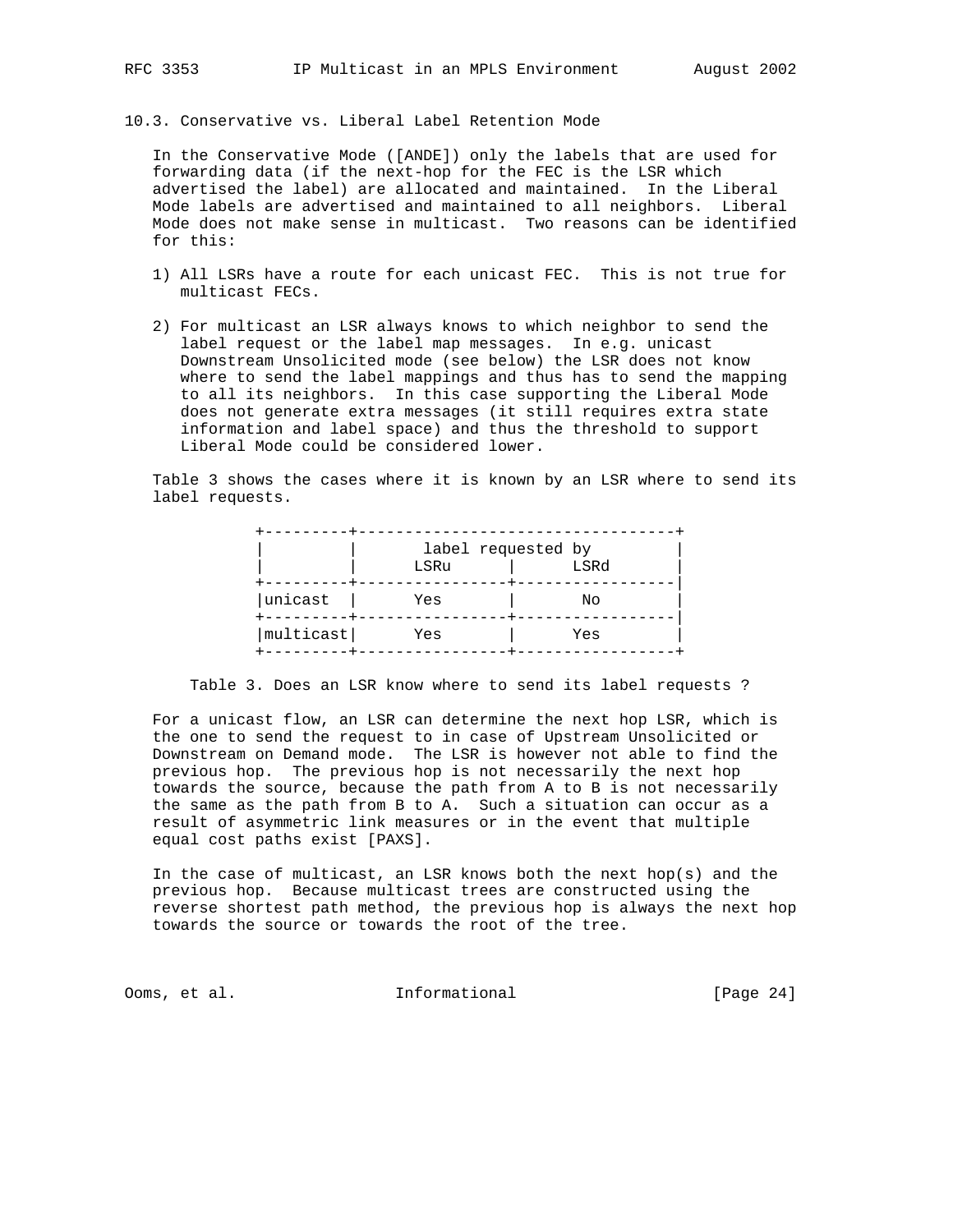### 10.3. Conservative vs. Liberal Label Retention Mode

In the Conservative Mode ([ANDE]) only the labels that are used for forwarding data (if the next-hop for the FEC is the LSR which advertised the label) are allocated and maintained. In the Liberal Mode labels are advertised and maintained to all neighbors. Liberal Mode does not make sense in multicast. Two reasons can be identified for this:

1) All LSRs have a route for each unicast FEC. This is not true for multicast FECs.

2) For multicast an LSR always knows to which neighbor to send the label request or the label map messages. In e.g. unicast Downstream Unsolicited mode (see below) the LSR does not know where to send the label mappings and thus has to send the mapping to all its neighbors. In this case supporting the Liberal Mode does not generate extra messages (it still requires extra state information and label space) and thus the threshold to support Liberal Mode could be considered lower.

Table 3 shows the cases where it is known by an LSR where to send its label requests.

| | label requested by | |
|---|---|---|
| | LSRu | LSRd |
| unicast | Yes | No |
| multicast | Yes | Yes |

Table 3. Does an LSR know where to send its label requests ?

For a unicast flow, an LSR can determine the next hop LSR, which is the one to send the request to in case of Upstream Unsolicited or Downstream on Demand mode. The LSR is however not able to find the previous hop. The previous hop is not necessarily the next hop towards the source, because the path from A to B is not necessarily the same as the path from B to A. Such a situation can occur as a result of asymmetric link measures or in the event that multiple equal cost paths exist [PAXS].

In the case of multicast, an LSR knows both the next hop(s) and the previous hop. Because multicast trees are constructed using the reverse shortest path method, the previous hop is always the next hop towards the source or towards the root of the tree.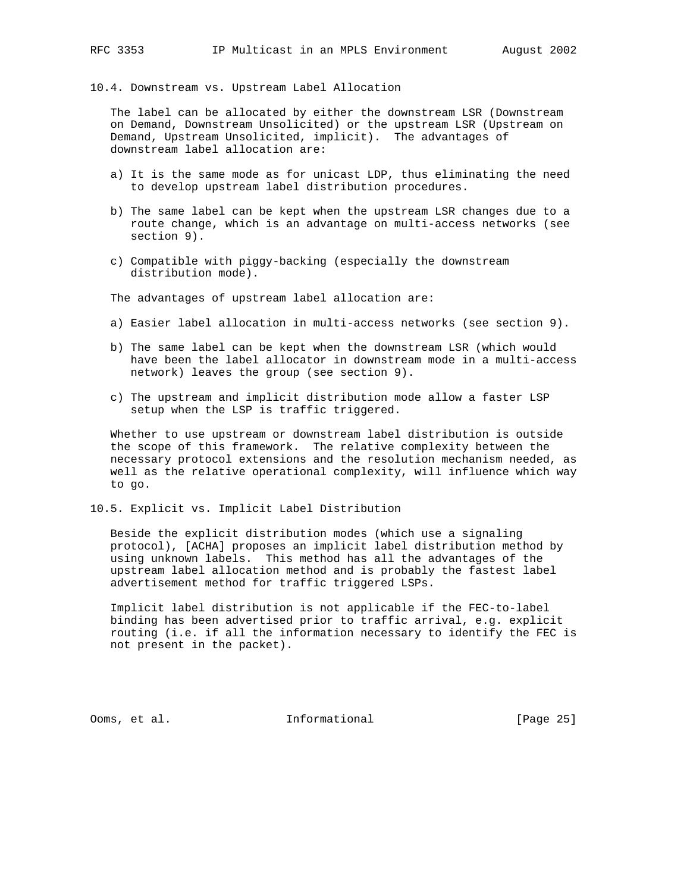### 10.4. Downstream vs. Upstream Label Allocation

The label can be allocated by either the downstream LSR (Downstream on Demand, Downstream Unsolicited) or the upstream LSR (Upstream on Demand, Upstream Unsolicited, implicit). The advantages of downstream label allocation are:

a) It is the same mode as for unicast LDP, thus eliminating the need to develop upstream label distribution procedures.

b) The same label can be kept when the upstream LSR changes due to a route change, which is an advantage on multi-access networks (see section 9).

c) Compatible with piggy-backing (especially the downstream distribution mode).

The advantages of upstream label allocation are:

a) Easier label allocation in multi-access networks (see section 9).

b) The same label can be kept when the downstream LSR (which would have been the label allocator in downstream mode in a multi-access network) leaves the group (see section 9).

c) The upstream and implicit distribution mode allow a faster LSP setup when the LSP is traffic triggered.

Whether to use upstream or downstream label distribution is outside the scope of this framework. The relative complexity between the necessary protocol extensions and the resolution mechanism needed, as well as the relative operational complexity, will influence which way to go.

### 10.5. Explicit vs. Implicit Label Distribution

Beside the explicit distribution modes (which use a signaling protocol), [ACHA] proposes an implicit label distribution method by using unknown labels. This method has all the advantages of the upstream label allocation method and is probably the fastest label advertisement method for traffic triggered LSPs.

Implicit label distribution is not applicable if the FEC-to-label binding has been advertised prior to traffic arrival, e.g. explicit routing (i.e. if all the information necessary to identify the FEC is not present in the packet).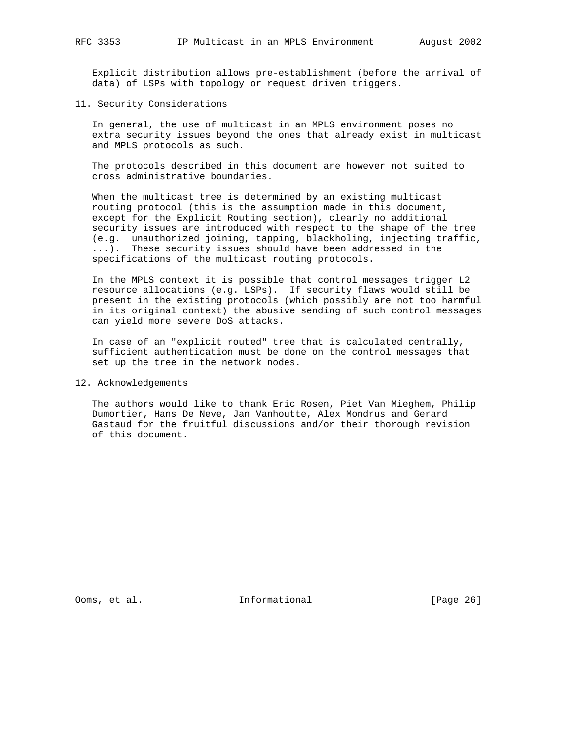Explicit distribution allows pre-establishment (before the arrival of data) of LSPs with topology or request driven triggers.

## 11. Security Considerations

In general, the use of multicast in an MPLS environment poses no extra security issues beyond the ones that already exist in multicast and MPLS protocols as such.

The protocols described in this document are however not suited to cross administrative boundaries.

When the multicast tree is determined by an existing multicast routing protocol (this is the assumption made in this document, except for the Explicit Routing section), clearly no additional security issues are introduced with respect to the shape of the tree (e.g. unauthorized joining, tapping, blackholing, injecting traffic, ...). These security issues should have been addressed in the specifications of the multicast routing protocols.

In the MPLS context it is possible that control messages trigger L2 resource allocations (e.g. LSPs). If security flaws would still be present in the existing protocols (which possibly are not too harmful in its original context) the abusive sending of such control messages can yield more severe DoS attacks.

In case of an "explicit routed" tree that is calculated centrally, sufficient authentication must be done on the control messages that set up the tree in the network nodes.

## 12. Acknowledgements

The authors would like to thank Eric Rosen, Piet Van Mieghem, Philip Dumortier, Hans De Neve, Jan Vanhoutte, Alex Mondrus and Gerard Gastaud for the fruitful discussions and/or their thorough revision of this document.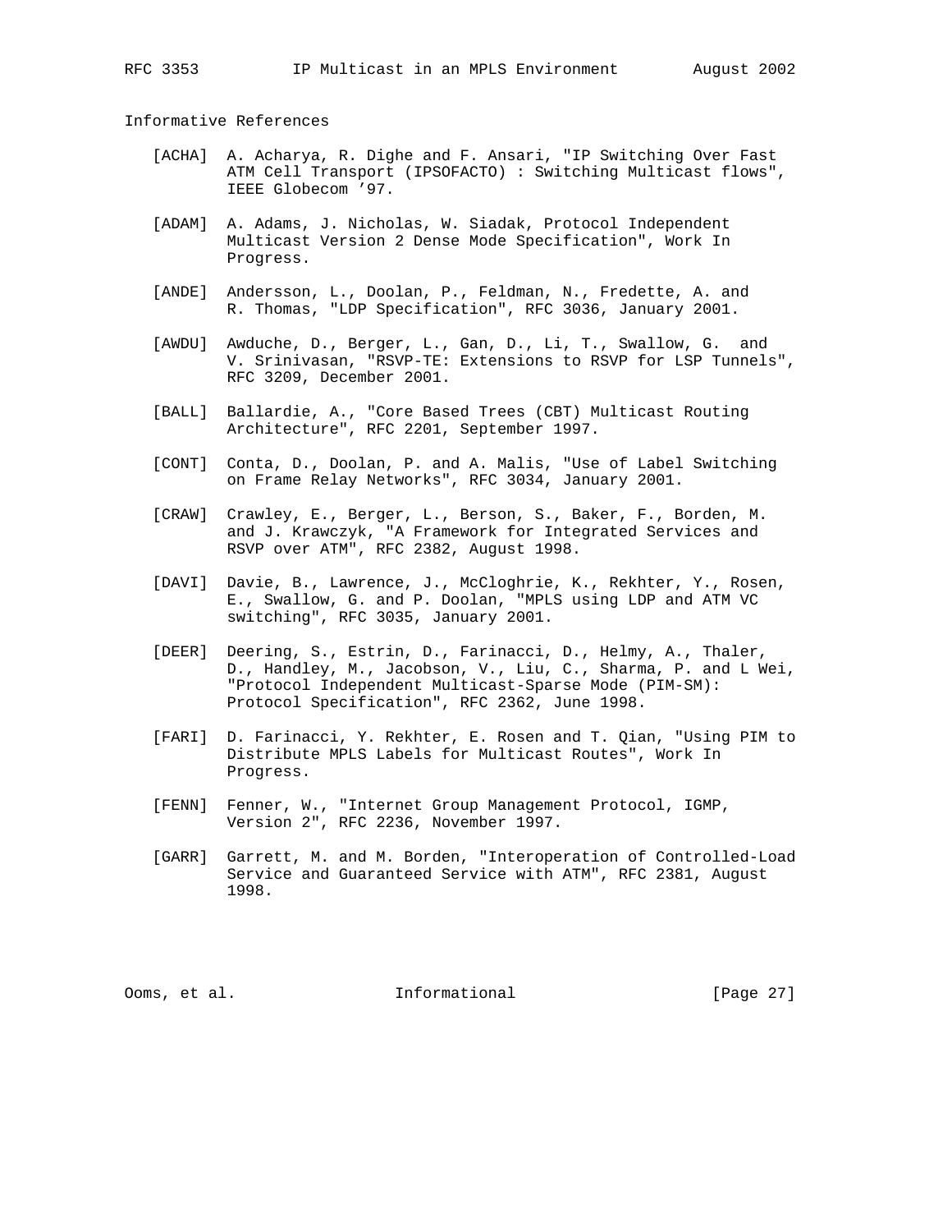## Informative References

[ACHA] A. Acharya, R. Dighe and F. Ansari, "IP Switching Over Fast ATM Cell Transport (IPSOFACTO) : Switching Multicast flows", IEEE Globecom '97.

[ADAM] A. Adams, J. Nicholas, W. Siadak, Protocol Independent Multicast Version 2 Dense Mode Specification", Work In Progress.

[ANDE] Andersson, L., Doolan, P., Feldman, N., Fredette, A. and R. Thomas, "LDP Specification", RFC 3036, January 2001.

[AWDU] Awduche, D., Berger, L., Gan, D., Li, T., Swallow, G. and V. Srinivasan, "RSVP-TE: Extensions to RSVP for LSP Tunnels", RFC 3209, December 2001.

[BALL] Ballardie, A., "Core Based Trees (CBT) Multicast Routing Architecture", RFC 2201, September 1997.

[CONT] Conta, D., Doolan, P. and A. Malis, "Use of Label Switching on Frame Relay Networks", RFC 3034, January 2001.

[CRAW] Crawley, E., Berger, L., Berson, S., Baker, F., Borden, M. and J. Krawczyk, "A Framework for Integrated Services and RSVP over ATM", RFC 2382, August 1998.

[DAVI] Davie, B., Lawrence, J., McCloghrie, K., Rekhter, Y., Rosen, E., Swallow, G. and P. Doolan, "MPLS using LDP and ATM VC switching", RFC 3035, January 2001.

[DEER] Deering, S., Estrin, D., Farinacci, D., Helmy, A., Thaler, D., Handley, M., Jacobson, V., Liu, C., Sharma, P. and L Wei, "Protocol Independent Multicast-Sparse Mode (PIM-SM): Protocol Specification", RFC 2362, June 1998.

[FARI] D. Farinacci, Y. Rekhter, E. Rosen and T. Qian, "Using PIM to Distribute MPLS Labels for Multicast Routes", Work In Progress.

[FENN] Fenner, W., "Internet Group Management Protocol, IGMP, Version 2", RFC 2236, November 1997.

[GARR] Garrett, M. and M. Borden, "Interoperation of Controlled-Load Service and Guaranteed Service with ATM", RFC 2381, August 1998.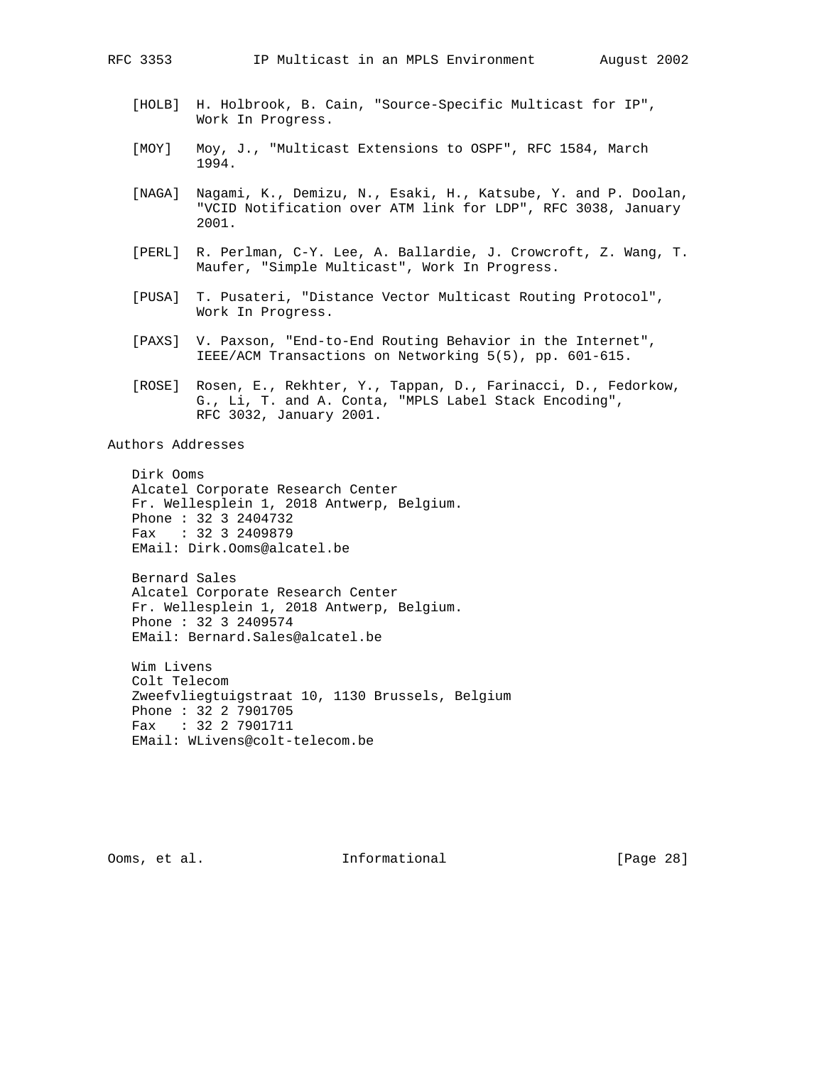[HOLB] H. Holbrook, B. Cain, "Source-Specific Multicast for IP", Work In Progress.

[MOY] Moy, J., "Multicast Extensions to OSPF", RFC 1584, March 1994.

[NAGA] Nagami, K., Demizu, N., Esaki, H., Katsube, Y. and P. Doolan, "VCID Notification over ATM link for LDP", RFC 3038, January 2001.

[PERL] R. Perlman, C-Y. Lee, A. Ballardie, J. Crowcroft, Z. Wang, T. Maufer, "Simple Multicast", Work In Progress.

[PUSA] T. Pusateri, "Distance Vector Multicast Routing Protocol", Work In Progress.

[PAXS] V. Paxson, "End-to-End Routing Behavior in the Internet", IEEE/ACM Transactions on Networking 5(5), pp. 601-615.

[ROSE] Rosen, E., Rekhter, Y., Tappan, D., Farinacci, D., Fedorkow, G., Li, T. and A. Conta, "MPLS Label Stack Encoding", RFC 3032, January 2001.

## Authors Addresses

Dirk Ooms
Alcatel Corporate Research Center
Fr. Wellesplein 1, 2018 Antwerp, Belgium.
Phone : 32 3 2404732
Fax : 32 3 2409879
EMail: Dirk.Ooms@alcatel.be

Bernard Sales
Alcatel Corporate Research Center
Fr. Wellesplein 1, 2018 Antwerp, Belgium.
Phone : 32 3 2409574
EMail: Bernard.Sales@alcatel.be

Wim Livens
Colt Telecom
Zweefvliegtuigstraat 10, 1130 Brussels, Belgium
Phone : 32 2 7901705
Fax : 32 2 7901711
EMail: WLivens@colt-telecom.be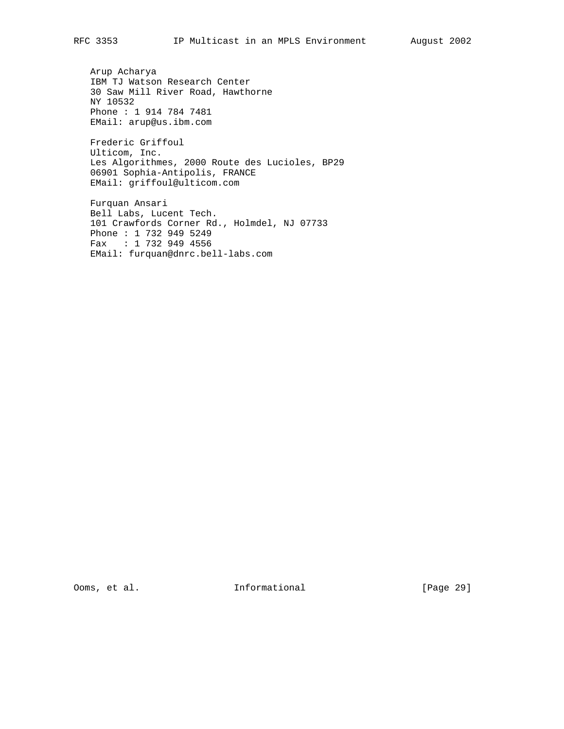Arup Acharya
IBM TJ Watson Research Center
30 Saw Mill River Road, Hawthorne
NY 10532
Phone : 1 914 784 7481
EMail: arup@us.ibm.com

Frederic Griffoul
Ulticom, Inc.
Les Algorithmes, 2000 Route des Lucioles, BP29
06901 Sophia-Antipolis, FRANCE
EMail: griffoul@ulticom.com

Furquan Ansari
Bell Labs, Lucent Tech.
101 Crawfords Corner Rd., Holmdel, NJ 07733
Phone : 1 732 949 5249
Fax   : 1 732 949 4556
EMail: furquan@dnrc.bell-labs.com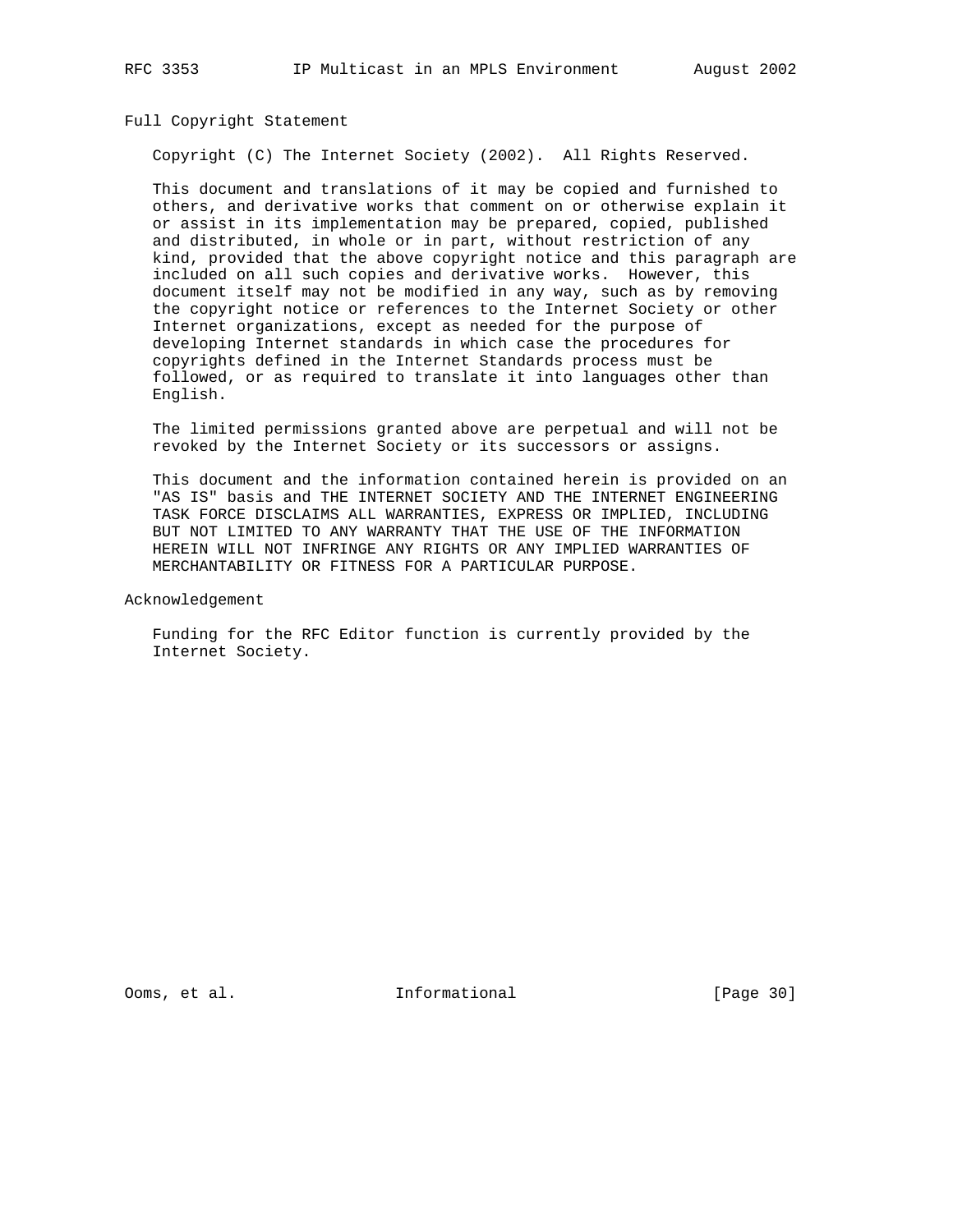## Full Copyright Statement

Copyright (C) The Internet Society (2002). All Rights Reserved.

This document and translations of it may be copied and furnished to others, and derivative works that comment on or otherwise explain it or assist in its implementation may be prepared, copied, published and distributed, in whole or in part, without restriction of any kind, provided that the above copyright notice and this paragraph are included on all such copies and derivative works. However, this document itself may not be modified in any way, such as by removing the copyright notice or references to the Internet Society or other Internet organizations, except as needed for the purpose of developing Internet standards in which case the procedures for copyrights defined in the Internet Standards process must be followed, or as required to translate it into languages other than English.

The limited permissions granted above are perpetual and will not be revoked by the Internet Society or its successors or assigns.

This document and the information contained herein is provided on an "AS IS" basis and THE INTERNET SOCIETY AND THE INTERNET ENGINEERING TASK FORCE DISCLAIMS ALL WARRANTIES, EXPRESS OR IMPLIED, INCLUDING BUT NOT LIMITED TO ANY WARRANTY THAT THE USE OF THE INFORMATION HEREIN WILL NOT INFRINGE ANY RIGHTS OR ANY IMPLIED WARRANTIES OF MERCHANTABILITY OR FITNESS FOR A PARTICULAR PURPOSE.

## Acknowledgement

Funding for the RFC Editor function is currently provided by the Internet Society.